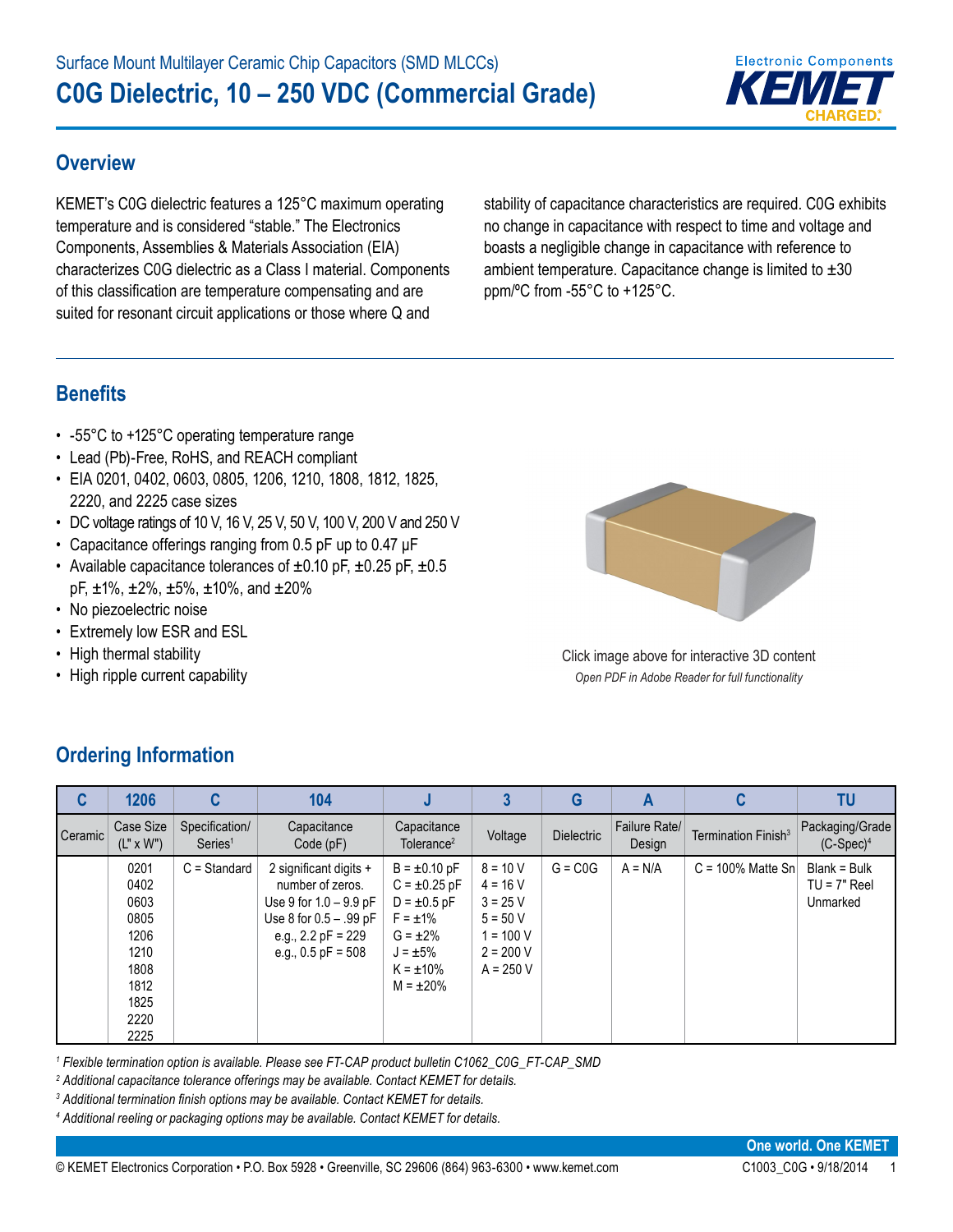Surface Mount Multilayer Ceramic Chip Capacitors (SMD MLCCs)

# C0G Dielectric, 10 – 250 VDC (Commercial Grade)

## Overview

KEMET's C0G dielectric features a 125°C maximum operating temperature and is considered "stable." The Electronics Components, Assemblies & Materials Association (EIA) characterizes C0G dielectric as a Class I material. Components of this classification are temperature compensating and are suited for resonant circuit applications or those where Q and stability of capacitance characteristics are required. C0G exhibits no change in capacitance with respect to time and voltage and boasts a negligible change in capacitance with reference to ambient temperature. Capacitance change is limited to ±30 ppm/ºC from -55°C to +125°C.

## Benefits

- -55°C to +125°C operating temperature range
- Lead (Pb)-Free, RoHS, and REACH compliant
- EIA 0201, 0402, 0603, 0805, 1206, 1210, 1808, 1812, 1825, 2220, and 2225 case sizes
- DC voltage ratings of 10 V, 16 V, 25 V, 50 V, 100 V, 200 V and 250 V
- Capacitance offerings ranging from 0.5 pF up to 0.47 μF
- Available capacitance tolerances of ±0.10 pF, ±0.25 pF, ±0.5 pF, ±1%, ±2%, ±5%, ±10%, and ±20%
- No piezoelectric noise
- Extremely low ESR and ESL
- High thermal stability
- High ripple current capability

Click image above for interactive 3D content

*Open PDF in Adobe Reader for full functionality*

## Ordering Information

| C | 1206 | C | 104 | J | 3 | G | A | C | TU |
|---|---|---|---|---|---|---|---|---|---|
| Ceramic | Case Size (L" x W") | Specification/ Series[1] | Capacitance Code (pF) | Capacitance Tolerance[2] | Voltage | Dielectric | Failure Rate/ Design | Termination Finish[3] | Packaging/Grade (C-Spec)[4] |
| | 0201<br>0402<br>0603<br>0805<br>1206<br>1210<br>1808<br>1812<br>1825<br>2220<br>2225 | C = Standard | 2 significant digits + number of zeros.<br>Use 9 for 1.0 – 9.9 pF<br>Use 8 for 0.5 – .99 pF<br>e.g., 2.2 pF = 229<br>e.g., 0.5 pF = 508 | B = ±0.10 pF<br>C = ±0.25 pF<br>D = ±0.5 pF<br>F = ±1%<br>G = ±2%<br>J = ±5%<br>K = ±10%<br>M = ±20% | 8 = 10 V<br>4 = 16 V<br>3 = 25 V<br>5 = 50 V<br>1 = 100 V<br>2 = 200 V<br>A = 250 V | G = C0G | A = N/A | C = 100% Matte Sn | Blank = Bulk<br>TU = 7" Reel Unmarked |

*[1] Flexible termination option is available. Please see FT-CAP product bulletin C1062_C0G_FT-CAP_SMD*

*[2] Additional capacitance tolerance offerings may be available. Contact KEMET for details.*

*[3] Additional termination finish options may be available. Contact KEMET for details.*

*[4] Additional reeling or packaging options may be available. Contact KEMET for details.*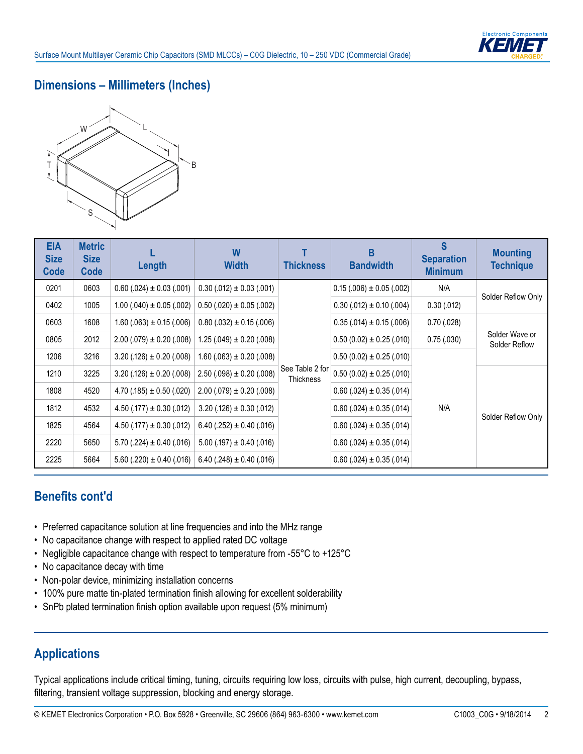## Dimensions – Millimeters (Inches)

| EIA Size Code | Metric Size Code | L Length | W Width | T Thickness | B Bandwidth | S Separation Minimum | Mounting Technique |
|---|---|---|---|---|---|---|---|
| 0201 | 0603 | 0.60 (.024) ± 0.03 (.001) | 0.30 (.012) ± 0.03 (.001) | See Table 2 for Thickness | 0.15 (.006) ± 0.05 (.002) | N/A | Solder Reflow Only |
| 0402 | 1005 | 1.00 (.040) ± 0.05 (.002) | 0.50 (.020) ± 0.05 (.002) | | 0.30 (.012) ± 0.10 (.004) | 0.30 (.012) | |
| 0603 | 1608 | 1.60 (.063) ± 0.15 (.006) | 0.80 (.032) ± 0.15 (.006) | | 0.35 (.014) ± 0.15 (.006) | 0.70 (.028) | Solder Wave or Solder Reflow |
| 0805 | 2012 | 2.00 (.079) ± 0.20 (.008) | 1.25 (.049) ± 0.20 (.008) | | 0.50 (0.02) ± 0.25 (.010) | 0.75 (.030) | |
| 1206 | 3216 | 3.20 (.126) ± 0.20 (.008) | 1.60 (.063) ± 0.20 (.008) | | 0.50 (0.02) ± 0.25 (.010) | N/A | |
| 1210 | 3225 | 3.20 (.126) ± 0.20 (.008) | 2.50 (.098) ± 0.20 (.008) | | 0.50 (0.02) ± 0.25 (.010) | | Solder Reflow Only |
| 1808 | 4520 | 4.70 (.185) ± 0.50 (.020) | 2.00 (.079) ± 0.20 (.008) | | 0.60 (.024) ± 0.35 (.014) | | |
| 1812 | 4532 | 4.50 (.177) ± 0.30 (.012) | 3.20 (.126) ± 0.30 (.012) | | 0.60 (.024) ± 0.35 (.014) | | |
| 1825 | 4564 | 4.50 (.177) ± 0.30 (.012) | 6.40 (.252) ± 0.40 (.016) | | 0.60 (.024) ± 0.35 (.014) | | |
| 2220 | 5650 | 5.70 (.224) ± 0.40 (.016) | 5.00 (.197) ± 0.40 (.016) | | 0.60 (.024) ± 0.35 (.014) | | |
| 2225 | 5664 | 5.60 (.220) ± 0.40 (.016) | 6.40 (.248) ± 0.40 (.016) | | 0.60 (.024) ± 0.35 (.014) | | |

## Benefits cont'd

- Preferred capacitance solution at line frequencies and into the MHz range
- No capacitance change with respect to applied rated DC voltage
- Negligible capacitance change with respect to temperature from -55°C to +125°C
- No capacitance decay with time
- Non-polar device, minimizing installation concerns
- 100% pure matte tin-plated termination finish allowing for excellent solderability
- SnPb plated termination finish option available upon request (5% minimum)

## Applications

Typical applications include critical timing, tuning, circuits requiring low loss, circuits with pulse, high current, decoupling, bypass, filtering, transient voltage suppression, blocking and energy storage.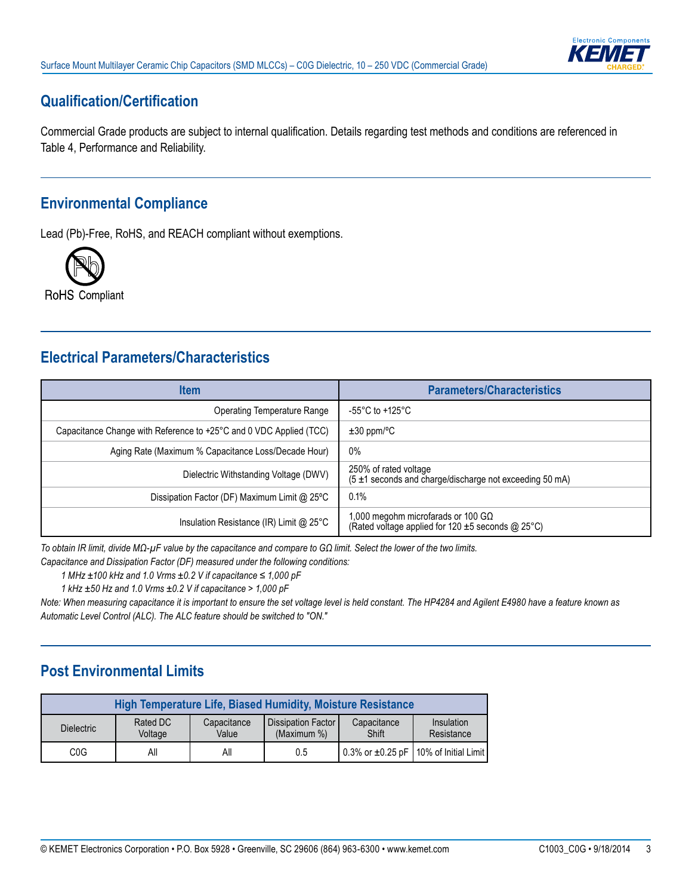## Qualification/Certification

Commercial Grade products are subject to internal qualification. Details regarding test methods and conditions are referenced in Table 4, Performance and Reliability.

## Environmental Compliance

Lead (Pb)-Free, RoHS, and REACH compliant without exemptions.

RoHS Compliant

## Electrical Parameters/Characteristics

| Item | Parameters/Characteristics |
|---|---|
| Operating Temperature Range | -55°C to +125°C |
| Capacitance Change with Reference to +25°C and 0 VDC Applied (TCC) | ±30 ppm/ºC |
| Aging Rate (Maximum % Capacitance Loss/Decade Hour) | 0% |
| Dielectric Withstanding Voltage (DWV) | 250% of rated voltage<br>(5 ±1 seconds and charge/discharge not exceeding 50 mA) |
| Dissipation Factor (DF) Maximum Limit @ 25ºC | 0.1% |
| Insulation Resistance (IR) Limit @ 25°C | 1,000 megohm microfarads or 100 GΩ<br>(Rated voltage applied for 120 ±5 seconds @ 25°C) |

*To obtain IR limit, divide MΩ-µF value by the capacitance and compare to GΩ limit. Select the lower of the two limits.*
*Capacitance and Dissipation Factor (DF) measured under the following conditions:*

*1 MHz ±100 kHz and 1.0 Vrms ±0.2 V if capacitance ≤ 1,000 pF*

*1 kHz ±50 Hz and 1.0 Vrms ±0.2 V if capacitance > 1,000 pF*

*Note: When measuring capacitance it is important to ensure the set voltage level is held constant. The HP4284 and Agilent E4980 have a feature known as Automatic Level Control (ALC). The ALC feature should be switched to "ON."*

## Post Environmental Limits

| High Temperature Life, Biased Humidity, Moisture Resistance | | | | | |
|---|---|---|---|---|---|
| Dielectric | Rated DC Voltage | Capacitance Value | Dissipation Factor (Maximum %) | Capacitance Shift | Insulation Resistance |
| C0G | All | All | 0.5 | 0.3% or ±0.25 pF | 10% of Initial Limit |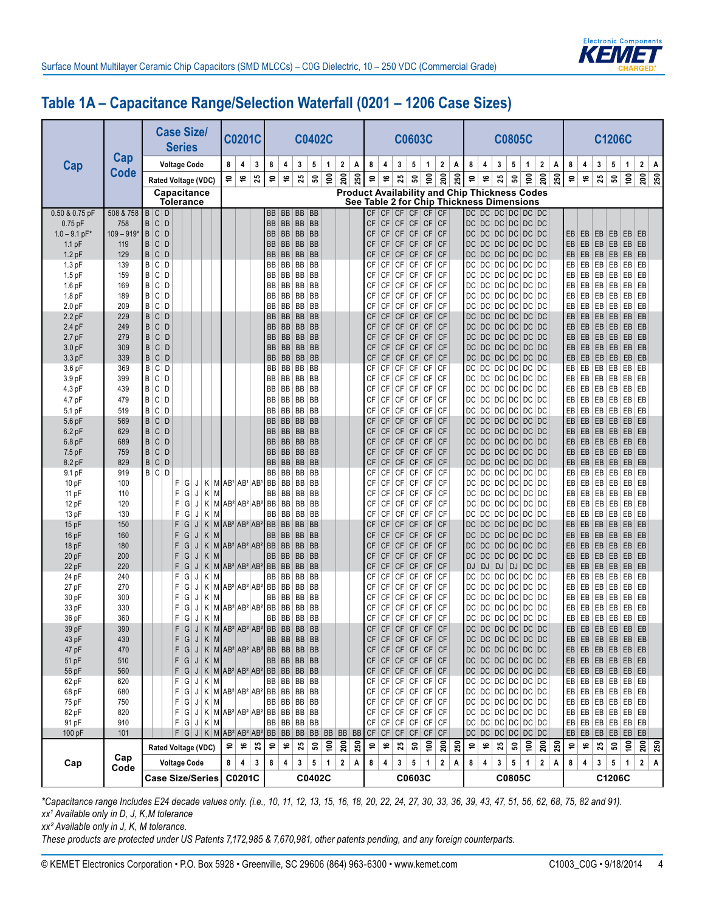## Table 1A – Capacitance Range/Selection Waterfall (0201 – 1206 Case Sizes)

| Cap | Cap Code | Case Size/Series | C0201C | | | C0402C | | | | | | | C0603C | | | | | | | C0805C | | | | | | | C1206C | | | | | | |
|---|---|---|---|---|---|---|---|---|---|---|---|---|---|---|---|---|---|---|---|---|---|---|---|---|---|---|---|---|---|---|---|---|---|
| | | Voltage Code | 8 | 4 | 3 | 8 | 4 | 3 | 5 | 1 | 2 | A | 8 | 4 | 3 | 5 | 1 | 2 | A | 8 | 4 | 3 | 5 | 1 | 2 | A | 8 | 4 | 3 | 5 | 1 | 2 | A |
| | | Rated Voltage (VDC) | 10 | 16 | 25 | 10 | 16 | 25 | 50 | 100 | 200 | 250 | 10 | 16 | 25 | 50 | 100 | 200 | 250 | 10 | 16 | 25 | 50 | 100 | 200 | 250 | 10 | 16 | 25 | 50 | 100 | 200 | 250 |
| | | Capacitance Tolerance | Product Availability and Chip Thickness Codes See Table 2 for Chip Thickness Dimensions | | | | | | | | | | | | | | | | | | | | | | | | | | | | | | |
| 0.50 & 0.75 pF | 508 & 758 | B C D | | | | BB | BB | BB | BB | | | | CF | CF | CF | CF | CF | CF | | DC | DC | DC | DC | DC | DC | | | | | | | | |
| 0.75 pF | 758 | B C D | | | | BB | BB | BB | BB | | | | CF | CF | CF | CF | CF | CF | | DC | DC | DC | DC | DC | DC | | | | | | | | |
| 1.0 – 9.1 pF* | 109 – 919* | B C D | | | | BB | BB | BB | BB | | | | CF | CF | CF | CF | CF | CF | | DC | DC | DC | DC | DC | DC | | EB | EB | EB | EB | EB | EB | |
| 1.1 pF | 119 | B C D | | | | BB | BB | BB | BB | | | | CF | CF | CF | CF | CF | CF | | DC | DC | DC | DC | DC | DC | | EB | EB | EB | EB | EB | EB | |
| 1.2 pF | 129 | B C D | | | | BB | BB | BB | BB | | | | CF | CF | CF | CF | CF | CF | | DC | DC | DC | DC | DC | DC | | EB | EB | EB | EB | EB | EB | |
| 1.3 pF | 139 | B C D | | | | BB | BB | BB | BB | | | | CF | CF | CF | CF | CF | CF | | DC | DC | DC | DC | DC | DC | | EB | EB | EB | EB | EB | EB | |
| 1.5 pF | 159 | B C D | | | | BB | BB | BB | BB | | | | CF | CF | CF | CF | CF | CF | | DC | DC | DC | DC | DC | DC | | EB | EB | EB | EB | EB | EB | |
| 1.6 pF | 169 | B C D | | | | BB | BB | BB | BB | | | | CF | CF | CF | CF | CF | CF | | DC | DC | DC | DC | DC | DC | | EB | EB | EB | EB | EB | EB | |
| 1.8 pF | 189 | B C D | | | | BB | BB | BB | BB | | | | CF | CF | CF | CF | CF | CF | | DC | DC | DC | DC | DC | DC | | EB | EB | EB | EB | EB | EB | |
| 2.0 pF | 209 | B C D | | | | BB | BB | BB | BB | | | | CF | CF | CF | CF | CF | CF | | DC | DC | DC | DC | DC | DC | | EB | EB | EB | EB | EB | EB | |
| 2.2 pF | 229 | B C D | | | | BB | BB | BB | BB | | | | CF | CF | CF | CF | CF | CF | | DC | DC | DC | DC | DC | DC | | EB | EB | EB | EB | EB | EB | |
| 2.4 pF | 249 | B C D | | | | BB | BB | BB | BB | | | | CF | CF | CF | CF | CF | CF | | DC | DC | DC | DC | DC | DC | | EB | EB | EB | EB | EB | EB | |
| 2.7 pF | 279 | B C D | | | | BB | BB | BB | BB | | | | CF | CF | CF | CF | CF | CF | | DC | DC | DC | DC | DC | DC | | EB | EB | EB | EB | EB | EB | |
| 3.0 pF | 309 | B C D | | | | BB | BB | BB | BB | | | | CF | CF | CF | CF | CF | CF | | DC | DC | DC | DC | DC | DC | | EB | EB | EB | EB | EB | EB | |
| 3.3 pF | 339 | B C D | | | | BB | BB | BB | BB | | | | CF | CF | CF | CF | CF | CF | | DC | DC | DC | DC | DC | DC | | EB | EB | EB | EB | EB | EB | |
| 3.6 pF | 369 | B C D | | | | BB | BB | BB | BB | | | | CF | CF | CF | CF | CF | CF | | DC | DC | DC | DC | DC | DC | | EB | EB | EB | EB | EB | EB | |
| 3.9 pF | 399 | B C D | | | | BB | BB | BB | BB | | | | CF | CF | CF | CF | CF | CF | | DC | DC | DC | DC | DC | DC | | EB | EB | EB | EB | EB | EB | |
| 4.3 pF | 439 | B C D | | | | BB | BB | BB | BB | | | | CF | CF | CF | CF | CF | CF | | DC | DC | DC | DC | DC | DC | | EB | EB | EB | EB | EB | EB | |
| 4.7 pF | 479 | B C D | | | | BB | BB | BB | BB | | | | CF | CF | CF | CF | CF | CF | | DC | DC | DC | DC | DC | DC | | EB | EB | EB | EB | EB | EB | |
| 5.1 pF | 519 | B C D | | | | BB | BB | BB | BB | | | | CF | CF | CF | CF | CF | CF | | DC | DC | DC | DC | DC | DC | | EB | EB | EB | EB | EB | EB | |
| 5.6 pF | 569 | B C D | | | | BB | BB | BB | BB | | | | CF | CF | CF | CF | CF | CF | | DC | DC | DC | DC | DC | DC | | EB | EB | EB | EB | EB | EB | |
| 6.2 pF | 629 | B C D | | | | BB | BB | BB | BB | | | | CF | CF | CF | CF | CF | CF | | DC | DC | DC | DC | DC | DC | | EB | EB | EB | EB | EB | EB | |
| 6.8 pF | 689 | B C D | | | | BB | BB | BB | BB | | | | CF | CF | CF | CF | CF | CF | | DC | DC | DC | DC | DC | DC | | EB | EB | EB | EB | EB | EB | |
| 7.5 pF | 759 | B C D | | | | BB | BB | BB | BB | | | | CF | CF | CF | CF | CF | CF | | DC | DC | DC | DC | DC | DC | | EB | EB | EB | EB | EB | EB | |
| 8.2 pF | 829 | B C D | | | | BB | BB | BB | BB | | | | CF | CF | CF | CF | CF | CF | | DC | DC | DC | DC | DC | DC | | EB | EB | EB | EB | EB | EB | |
| 9.1 pF | 919 | B C D | | | | BB | BB | BB | BB | | | | CF | CF | CF | CF | CF | CF | | DC | DC | DC | DC | DC | DC | | EB | EB | EB | EB | EB | EB | |
| 10 pF | 100 | F G J K M | AB[1] | AB[1] | AB[1] | BB | BB | BB | BB | | | | CF | CF | CF | CF | CF | CF | | DC | DC | DC | DC | DC | DC | | EB | EB | EB | EB | EB | EB | |
| 11 pF | 110 | F G J K M | | | | BB | BB | BB | BB | | | | CF | CF | CF | CF | CF | CF | | DC | DC | DC | DC | DC | DC | | EB | EB | EB | EB | EB | EB | |
| 12 pF | 120 | F G J K M | AB[2] | AB[2] | AB[2] | BB | BB | BB | BB | | | | CF | CF | CF | CF | CF | CF | | DC | DC | DC | DC | DC | DC | | EB | EB | EB | EB | EB | EB | |
| 13 pF | 130 | F G J K M | | | | BB | BB | BB | BB | | | | CF | CF | CF | CF | CF | CF | | DC | DC | DC | DC | DC | DC | | EB | EB | EB | EB | EB | EB | |
| 15 pF | 150 | F G J K M | AB[2] | AB[2] | AB[2] | BB | BB | BB | BB | | | | CF | CF | CF | CF | CF | CF | | DC | DC | DC | DC | DC | DC | | EB | EB | EB | EB | EB | EB | |
| 16 pF | 160 | F G J K M | | | | BB | BB | BB | BB | | | | CF | CF | CF | CF | CF | CF | | DC | DC | DC | DC | DC | DC | | EB | EB | EB | EB | EB | EB | |
| 18 pF | 180 | F G J K M | AB[2] | AB[2] | AB[2] | BB | BB | BB | BB | | | | CF | CF | CF | CF | CF | CF | | DC | DC | DC | DC | DC | DC | | EB | EB | EB | EB | EB | EB | |
| 20 pF | 200 | F G J K M | | | | BB | BB | BB | BB | | | | CF | CF | CF | CF | CF | CF | | DC | DC | DC | DC | DC | DC | | EB | EB | EB | EB | EB | EB | |
| 22 pF | 220 | F G J K M | AB[2] | AB[2] | AB[2] | BB | BB | BB | BB | | | | CF | CF | CF | CF | CF | CF | | DJ | DJ | DJ | DJ | DC | DC | | EB | EB | EB | EB | EB | EB | |
| 24 pF | 240 | F G J K M | | | | BB | BB | BB | BB | | | | CF | CF | CF | CF | CF | CF | | DC | DC | DC | DC | DC | DC | | EB | EB | EB | EB | EB | EB | |
| 27 pF | 270 | F G J K M | AB[2] | AB[2] | AB[2] | BB | BB | BB | BB | | | | CF | CF | CF | CF | CF | CF | | DC | DC | DC | DC | DC | DC | | EB | EB | EB | EB | EB | EB | |
| 30 pF | 300 | F G J K M | | | | BB | BB | BB | BB | | | | CF | CF | CF | CF | CF | CF | | DC | DC | DC | DC | DC | DC | | EB | EB | EB | EB | EB | EB | |
| 33 pF | 330 | F G J K M | AB[2] | AB[2] | AB[2] | BB | BB | BB | BB | | | | CF | CF | CF | CF | CF | CF | | DC | DC | DC | DC | DC | DC | | EB | EB | EB | EB | EB | EB | |
| 36 pF | 360 | F G J K M | | | | BB | BB | BB | BB | | | | CF | CF | CF | CF | CF | CF | | DC | DC | DC | DC | DC | DC | | EB | EB | EB | EB | EB | EB | |
| 39 pF | 390 | F G J K M | AB[2] | AB[2] | AB[2] | BB | BB | BB | BB | | | | CF | CF | CF | CF | CF | CF | | DC | DC | DC | DC | DC | DC | | EB | EB | EB | EB | EB | EB | |
| 43 pF | 430 | F G J K M | | | | BB | BB | BB | BB | | | | CF | CF | CF | CF | CF | CF | | DC | DC | DC | DC | DC | DC | | EB | EB | EB | EB | EB | EB | |
| 47 pF | 470 | F G J K M | AB[2] | AB[2] | AB[2] | BB | BB | BB | BB | | | | CF | CF | CF | CF | CF | CF | | DC | DC | DC | DC | DC | DC | | EB | EB | EB | EB | EB | EB | |
| 51 pF | 510 | F G J K M | | | | BB | BB | BB | BB | | | | CF | CF | CF | CF | CF | CF | | DC | DC | DC | DC | DC | DC | | EB | EB | EB | EB | EB | EB | |
| 56 pF | 560 | F G J K M | AB[2] | AB[2] | AB[2] | BB | BB | BB | BB | | | | CF | CF | CF | CF | CF | CF | | DC | DC | DC | DC | DC | DC | | EB | EB | EB | EB | EB | EB | |
| 62 pF | 620 | F G J K M | | | | BB | BB | BB | BB | | | | CF | CF | CF | CF | CF | CF | | DC | DC | DC | DC | DC | DC | | EB | EB | EB | EB | EB | EB | |
| 68 pF | 680 | F G J K M | AB[2] | AB[2] | AB[2] | BB | BB | BB | BB | | | | CF | CF | CF | CF | CF | CF | | DC | DC | DC | DC | DC | DC | | EB | EB | EB | EB | EB | EB | |
| 75 pF | 750 | F G J K M | | | | BB | BB | BB | BB | | | | CF | CF | CF | CF | CF | CF | | DC | DC | DC | DC | DC | DC | | EB | EB | EB | EB | EB | EB | |
| 82 pF | 820 | F G J K M | AB[2] | AB[2] | AB[2] | BB | BB | BB | BB | | | | CF | CF | CF | CF | CF | CF | | DC | DC | DC | DC | DC | DC | | EB | EB | EB | EB | EB | EB | |
| 91 pF | 910 | F G J K M | | | | BB | BB | BB | BB | | | | CF | CF | CF | CF | CF | CF | | DC | DC | DC | DC | DC | DC | | EB | EB | EB | EB | EB | EB | |
| 100 pF | 101 | F G J K M | AB[2] | AB[2] | AB[2] | BB | BB | BB | BB | BB | BB | BB | CF | CF | CF | CF | CF | CF | | DC | DC | DC | DC | DC | DC | | EB | EB | EB | EB | EB | EB | |
| Cap | Cap Code | Rated Voltage (VDC) | 10 | 16 | 25 | 10 | 16 | 25 | 50 | 100 | 200 | 250 | 10 | 16 | 25 | 50 | 100 | 200 | 250 | 10 | 16 | 25 | 50 | 100 | 200 | 250 | 10 | 16 | 25 | 50 | 100 | 200 | 250 |
| | | Voltage Code | 8 | 4 | 3 | 8 | 4 | 3 | 5 | 1 | 2 | A | 8 | 4 | 3 | 5 | 1 | 2 | A | 8 | 4 | 3 | 5 | 1 | 2 | A | 8 | 4 | 3 | 5 | 1 | 2 | A |
| | | Case Size/Series | C0201C | | | C0402C | | | | | | | C0603C | | | | | | | C0805C | | | | | | | C1206C | | | | | | |

*\*Capacitance range Includes E24 decade values only. (i.e., 10, 11, 12, 13, 15, 16, 18, 20, 22, 24, 27, 30, 33, 36, 39, 43, 47, 51, 56, 62, 68, 75, 82 and 91).*
*xx[1] Available only in D, J, K,M tolerance*
*xx[2] Available only in J, K, M tolerance.*
*These products are protected under US Patents 7,172,985 & 7,670,981, other patents pending, and any foreign counterparts.*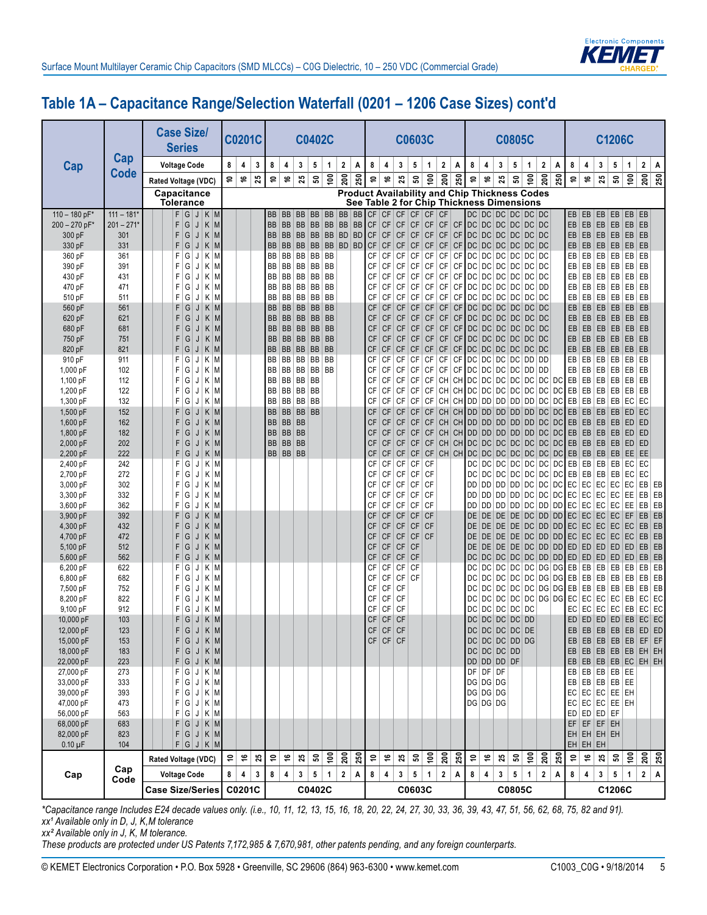# Table 1A – Capacitance Range/Selection Waterfall (0201 – 1206 Case Sizes) cont'd

| Cap | Cap Code | Case Size/Series | C0201C | | | C0402C | | | | | | | C0603C | | | | | | | C0805C | | | | | | | C1206C | | | | | | |
|---|---|---|---|---|---|---|---|---|---|---|---|---|---|---|---|---|---|---|---|---|---|---|---|---|---|---|---|---|---|---|---|---|---|
| | | Voltage Code | 8 | 4 | 3 | 8 | 4 | 3 | 5 | 1 | 2 | A | 8 | 4 | 3 | 5 | 1 | 2 | A | 8 | 4 | 3 | 5 | 1 | 2 | A | 8 | 4 | 3 | 5 | 1 | 2 | A |
| | | Rated Voltage (VDC) | 10 | 16 | 25 | 10 | 16 | 25 | 50 | 100 | 200 | 250 | 10 | 16 | 25 | 50 | 100 | 200 | 250 | 10 | 16 | 25 | 50 | 100 | 200 | 250 | 10 | 16 | 25 | 50 | 100 | 200 | 250 |
| | | Capacitance Tolerance | Product Availability and Chip Thickness Codes See Table 2 for Chip Thickness Dimensions | | | | | | | | | | | | | | | | | | | | | | | | | | | | | | |
| 110 – 180 pF* | 111 – 181* | F G J K M | | | | BB | BB | BB | BB | BB | BB | BB | CF | CF | CF | CF | CF | CF | | DC | DC | DC | DC | DC | DC | | EB | EB | EB | EB | EB | EB | |
| 200 – 270 pF* | 201 – 271* | F G J K M | | | | BB | BB | BB | BB | BB | BB | BB | CF | CF | CF | CF | CF | CF | CF | DC | DC | DC | DC | DC | DC | | EB | EB | EB | EB | EB | EB | |
| 300 pF | 301 | F G J K M | | | | BB | BB | BB | BB | BB | BD | BD | CF | CF | CF | CF | CF | CF | CF | DC | DC | DC | DC | DC | DC | | EB | EB | EB | EB | EB | EB | |
| 330 pF | 331 | F G J K M | | | | BB | BB | BB | BB | BB | BD | BD | CF | CF | CF | CF | CF | CF | CF | DC | DC | DC | DC | DC | DC | | EB | EB | EB | EB | EB | EB | |
| 360 pF | 361 | F G J K M | | | | BB | BB | BB | BB | BB | | | CF | CF | CF | CF | CF | CF | CF | DC | DC | DC | DC | DC | DC | | EB | EB | EB | EB | EB | EB | |
| 390 pF | 391 | F G J K M | | | | BB | BB | BB | BB | BB | | | CF | CF | CF | CF | CF | CF | CF | DC | DC | DC | DC | DC | DC | | EB | EB | EB | EB | EB | EB | |
| 430 pF | 431 | F G J K M | | | | BB | BB | BB | BB | BB | | | CF | CF | CF | CF | CF | CF | CF | DC | DC | DC | DC | DC | DC | | EB | EB | EB | EB | EB | EB | |
| 470 pF | 471 | F G J K M | | | | BB | BB | BB | BB | BB | | | CF | CF | CF | CF | CF | CF | CF | DC | DC | DC | DC | DC | DD | | EB | EB | EB | EB | EB | EB | |
| 510 pF | 511 | F G J K M | | | | BB | BB | BB | BB | BB | | | CF | CF | CF | CF | CF | CF | CF | DC | DC | DC | DC | DC | DC | | EB | EB | EB | EB | EB | EB | |
| 560 pF | 561 | F G J K M | | | | BB | BB | BB | BB | BB | | | CF | CF | CF | CF | CF | CF | CF | DC | DC | DC | DC | DC | DC | | EB | EB | EB | EB | EB | EB | |
| 620 pF | 621 | F G J K M | | | | BB | BB | BB | BB | BB | | | CF | CF | CF | CF | CF | CF | CF | DC | DC | DC | DC | DC | DC | | EB | EB | EB | EB | EB | EB | |
| 680 pF | 681 | F G J K M | | | | BB | BB | BB | BB | BB | | | CF | CF | CF | CF | CF | CF | CF | DC | DC | DC | DC | DC | DC | | EB | EB | EB | EB | EB | EB | |
| 750 pF | 751 | F G J K M | | | | BB | BB | BB | BB | BB | | | CF | CF | CF | CF | CF | CF | CF | DC | DC | DC | DC | DC | DC | | EB | EB | EB | EB | EB | EB | |
| 820 pF | 821 | F G J K M | | | | BB | BB | BB | BB | BB | | | CF | CF | CF | CF | CF | CF | CF | DC | DC | DC | DC | DC | DC | | EB | EB | EB | EB | EB | EB | |
| 910 pF | 911 | F G J K M | | | | BB | BB | BB | BB | BB | | | CF | CF | CF | CF | CF | CF | CF | DC | DC | DC | DC | DD | DD | | EB | EB | EB | EB | EB | EB | |
| 1,000 pF | 102 | F G J K M | | | | BB | BB | BB | BB | BB | | | CF | CF | CF | CF | CF | CF | CF | DC | DC | DC | DC | DD | DD | | EB | EB | EB | EB | EB | EB | |
| 1,100 pF | 112 | F G J K M | | | | BB | BB | BB | BB | | | | CF | CF | CF | CF | CF | CH | CH | DC | DC | DC | DC | DC | DC | DC | EB | EB | EB | EB | EB | EB | |
| 1,200 pF | 122 | F G J K M | | | | BB | BB | BB | BB | | | | CF | CF | CF | CF | CF | CH | CH | DC | DC | DC | DC | DC | DC | DC | EB | EB | EB | EB | EB | EB | |
| 1,300 pF | 132 | F G J K M | | | | BB | BB | BB | BB | | | | CF | CF | CF | CF | CF | CH | CH | DD | DD | DD | DD | DD | DC | DC | EB | EB | EB | EB | EC | EC | |
| 1,500 pF | 152 | F G J K M | | | | BB | BB | BB | BB | | | | CF | CF | CF | CF | CF | CH | CH | DD | DD | DD | DD | DD | DC | DC | EB | EB | EB | EB | ED | EC | |
| 1,600 pF | 162 | F G J K M | | | | BB | BB | BB | | | | | CF | CF | CF | CF | CF | CH | CH | DD | DD | DD | DD | DD | DC | DC | EB | EB | EB | EB | ED | ED | |
| 1,800 pF | 182 | F G J K M | | | | BB | BB | BB | | | | | CF | CF | CF | CF | CF | CH | CH | DD | DD | DD | DD | DD | DC | DC | EB | EB | EB | EB | ED | ED | |
| 2,000 pF | 202 | F G J K M | | | | BB | BB | BB | | | | | CF | CF | CF | CF | CF | CH | CH | DC | DC | DC | DC | DC | DC | DC | EB | EB | EB | EB | ED | ED | |
| 2,200 pF | 222 | F G J K M | | | | BB | BB | BB | | | | | CF | CF | CF | CF | CF | CH | CH | DC | DC | DC | DC | DC | DC | DC | EB | EB | EB | EB | EE | EE | |
| 2,400 pF | 242 | F G J K M | | | | | | | | | | | CF | CF | CF | CF | CF | | | DC | DC | DC | DC | DC | DC | DC | EB | EB | EB | EB | EC | EC | |
| 2,700 pF | 272 | F G J K M | | | | | | | | | | | CF | CF | CF | CF | CF | | | DC | DC | DC | DC | DC | DC | DC | EB | EB | EB | EB | EC | EC | |
| 3,000 pF | 302 | F G J K M | | | | | | | | | | | CF | CF | CF | CF | CF | | | DD | DD | DD | DD | DC | DC | DC | EC | EC | EC | EC | EC | EB | EB |
| 3,300 pF | 332 | F G J K M | | | | | | | | | | | CF | CF | CF | CF | CF | | | DD | DD | DD | DD | DC | DC | DC | EC | EC | EC | EC | EE | EB | EB |
| 3,600 pF | 362 | F G J K M | | | | | | | | | | | CF | CF | CF | CF | CF | | | DD | DD | DD | DD | DC | DD | DD | EC | EC | EC | EC | EE | EB | EB |
| 3,900 pF | 392 | F G J K M | | | | | | | | | | | CF | CF | CF | CF | CF | | | DE | DE | DE | DE | DC | DD | DD | EC | EC | EC | EC | EF | EB | EB |
| 4,300 pF | 432 | F G J K M | | | | | | | | | | | CF | CF | CF | CF | CF | | | DE | DE | DE | DE | DC | DD | DD | EC | EC | EC | EC | EC | EB | EB |
| 4,700 pF | 472 | F G J K M | | | | | | | | | | | CF | CF | CF | CF | CF | | | DE | DE | DE | DE | DC | DD | DD | EC | EC | EC | EC | EC | EB | EB |
| 5,100 pF | 512 | F G J K M | | | | | | | | | | | CF | CF | CF | CF | | | | DE | DE | DE | DE | DC | DD | DD | ED | ED | ED | ED | ED | EB | EB |
| 5,600 pF | 562 | F G J K M | | | | | | | | | | | CF | CF | CF | CF | | | | DC | DC | DC | DC | DC | DD | DD | ED | ED | ED | ED | ED | EB | EB |
| 6,200 pF | 622 | F G J K M | | | | | | | | | | | CF | CF | CF | CF | | | | DC | DC | DC | DC | DC | DG | DG | EB | EB | EB | EB | EB | EB | EB |
| 6,800 pF | 682 | F G J K M | | | | | | | | | | | CF | CF | CF | CF | | | | DC | DC | DC | DC | DC | DG | DG | EB | EB | EB | EB | EB | EB | EB |
| 7,500 pF | 752 | F G J K M | | | | | | | | | | | CF | CF | CF | | | | | DC | DC | DC | DC | DC | DG | DG | EB | EB | EB | EB | EB | EB | EB |
| 8,200 pF | 822 | F G J K M | | | | | | | | | | | CF | CF | CF | | | | | DC | DC | DC | DC | DC | DG | DG | EC | EC | EC | EC | EB | EC | EC |
| 9,100 pF | 912 | F G J K M | | | | | | | | | | | CF | CF | CF | | | | | DC | DC | DC | DC | DC | | | EC | EC | EC | EC | EB | EC | EC |
| 10,000 pF | 103 | F G J K M | | | | | | | | | | | CF | CF | CF | | | | | DC | DC | DC | DC | DD | | | ED | ED | ED | ED | EB | EC | EC |
| 12,000 pF | 123 | F G J K M | | | | | | | | | | | CF | CF | CF | | | | | DC | DC | DC | DC | DE | | | EB | EB | EB | EB | EB | ED | ED |
| 15,000 pF | 153 | F G J K M | | | | | | | | | | | CF | CF | CF | | | | | DC | DC | DC | DD | DG | | | EB | EB | EB | EB | EB | EF | EF |
| 18,000 pF | 183 | F G J K M | | | | | | | | | | | | | | | | | | DC | DC | DC | DD | | | | EB | EB | EB | EB | EB | EH | EH |
| 22,000 pF | 223 | F G J K M | | | | | | | | | | | | | | | | | | DD | DD | DD | DF | | | | EB | EB | EB | EB | EC | EH | EH |
| 27,000 pF | 273 | F G J K M | | | | | | | | | | | | | | | | | | DF | DF | DF | | | | | EB | EB | EB | EB | EE | | |
| 33,000 pF | 333 | F G J K M | | | | | | | | | | | | | | | | | | DG | DG | DG | | | | | EB | EB | EB | EB | EE | | |
| 39,000 pF | 393 | F G J K M | | | | | | | | | | | | | | | | | | DG | DG | DG | | | | | EC | EC | EC | EE | EH | | |
| 47,000 pF | 473 | F G J K M | | | | | | | | | | | | | | | | | | DG | DG | DG | | | | | EC | EC | EC | EE | EH | | |
| 56,000 pF | 563 | F G J K M | | | | | | | | | | | | | | | | | | | | | | | | | ED | ED | ED | EF | | | |
| 68,000 pF | 683 | F G J K M | | | | | | | | | | | | | | | | | | | | | | | | | EF | EF | EF | EH | | | |
| 82,000 pF | 823 | F G J K M | | | | | | | | | | | | | | | | | | | | | | | | | EH | EH | EH | EH | | | |
| 0.10 µF | 104 | F G J K M | | | | | | | | | | | | | | | | | | | | | | | | | EH | EH | EH | | | | |
| Cap | Cap Code | Rated Voltage (VDC) | 10 | 16 | 25 | 10 | 16 | 25 | 50 | 100 | 200 | 250 | 10 | 16 | 25 | 50 | 100 | 200 | 250 | 10 | 16 | 25 | 50 | 100 | 200 | 250 | 10 | 16 | 25 | 50 | 100 | 200 | 250 |
| | | Voltage Code | 8 | 4 | 3 | 8 | 4 | 3 | 5 | 1 | 2 | A | 8 | 4 | 3 | 5 | 1 | 2 | A | 8 | 4 | 3 | 5 | 1 | 2 | A | 8 | 4 | 3 | 5 | 1 | 2 | A |
| | | Case Size/Series | C0201C | | | C0402C | | | | | | | C0603C | | | | | | | C0805C | | | | | | | C1206C | | | | | | |

*Capacitance range Includes E24 decade values only. (i.e., 10, 11, 12, 13, 15, 16, 18, 20, 22, 24, 27, 30, 33, 36, 39, 43, 47, 51, 56, 62, 68, 75, 82 and 91).*

*xx¹ Available only in D, J, K,M tolerance*

*xx² Available only in J, K, M tolerance.*

*These products are protected under US Patents 7,172,985 & 7,670,981, other patents pending, and any foreign counterparts.*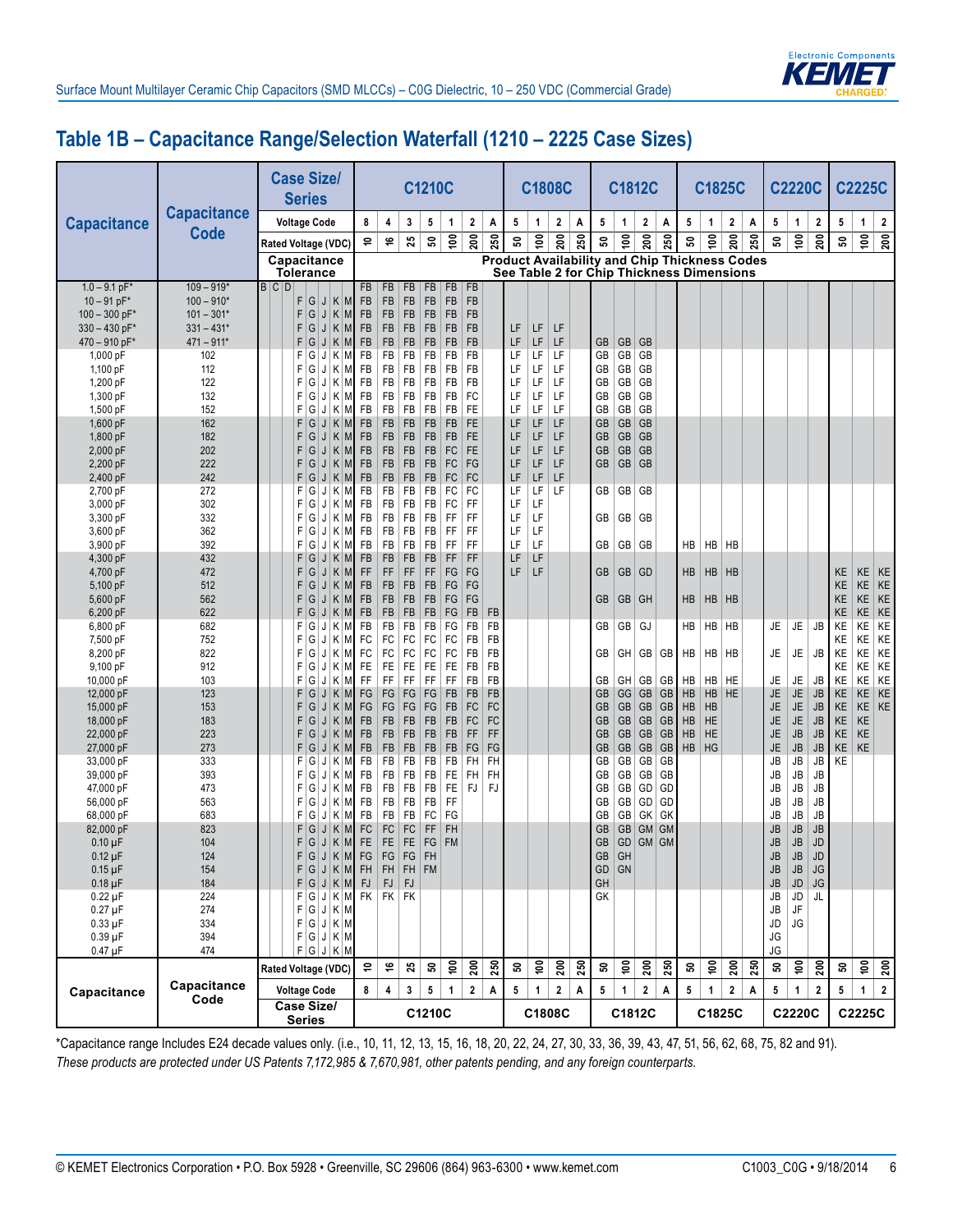## Table 1B – Capacitance Range/Selection Waterfall (1210 – 2225 Case Sizes)

| Capacitance | Capacitance Code | Case Size/Series | C1210C | | | | | | | C1808C | | | | C1812C | | | | C1825C | | | | C2220C | | | C2225C | | |
|---|---|---|---|---|---|---|---|---|---|---|---|---|---|---|---|---|---|---|---|---|---|---|---|---|---|---|---|
| | | Voltage Code | 8 | 4 | 3 | 5 | 1 | 2 | A | 5 | 1 | 2 | A | 5 | 1 | 2 | A | 5 | 1 | 2 | A | 5 | 1 | 2 | 5 | 1 | 2 |
| | | Rated Voltage (VDC) | 10 | 16 | 25 | 50 | 100 | 200 | 250 | 50 | 100 | 200 | 250 | 50 | 100 | 200 | 250 | 50 | 100 | 200 | 250 | 50 | 100 | 200 | 50 | 100 | 200 |
| | | Capacitance Tolerance | Product Availability and Chip Thickness Codes See Table 2 for Chip Thickness Dimensions | | | | | | | | | | | | | | | | | | | | | | | | |
| 1.0 – 9.1 pF* | 109 – 919* | B C D | FB | FB | FB | FB | FB | FB | | | | | | | | | | | | | | | | | | | |
| 10 – 91 pF* | 100 – 910* | F G J K M | FB | FB | FB | FB | FB | FB | | | | | | | | | | | | | | | | | | | |
| 100 – 300 pF* | 101 – 301* | F G J K M | FB | FB | FB | FB | FB | FB | | | | | | | | | | | | | | | | | | | |
| 330 – 430 pF* | 331 – 431* | F G J K M | FB | FB | FB | FB | FB | FB | | LF | LF | LF | | | | | | | | | | | | | | | |
| 470 – 910 pF* | 471 – 911* | F G J K M | FB | FB | FB | FB | FB | FB | | LF | LF | LF | | GB | GB | GB | | | | | | | | | | | |
| 1,000 pF | 102 | F G J K M | FB | FB | FB | FB | FB | FB | | LF | LF | LF | | GB | GB | GB | | | | | | | | | | | |
| 1,100 pF | 112 | F G J K M | FB | FB | FB | FB | FB | FB | | LF | LF | LF | | GB | GB | GB | | | | | | | | | | | |
| 1,200 pF | 122 | F G J K M | FB | FB | FB | FB | FB | FB | | LF | LF | LF | | GB | GB | GB | | | | | | | | | | | |
| 1,300 pF | 132 | F G J K M | FB | FB | FB | FB | FB | FC | | LF | LF | LF | | GB | GB | GB | | | | | | | | | | | |
| 1,500 pF | 152 | F G J K M | FB | FB | FB | FB | FB | FE | | LF | LF | LF | | GB | GB | GB | | | | | | | | | | | |
| 1,600 pF | 162 | F G J K M | FB | FB | FB | FB | FB | FE | | LF | LF | LF | | GB | GB | GB | | | | | | | | | | | |
| 1,800 pF | 182 | F G J K M | FB | FB | FB | FB | FB | FE | | LF | LF | LF | | GB | GB | GB | | | | | | | | | | | |
| 2,000 pF | 202 | F G J K M | FB | FB | FB | FB | FC | FE | | LF | LF | LF | | GB | GB | GB | | | | | | | | | | | |
| 2,200 pF | 222 | F G J K M | FB | FB | FB | FB | FC | FG | | LF | LF | LF | | GB | GB | GB | | | | | | | | | | | |
| 2,400 pF | 242 | F G J K M | FB | FB | FB | FB | FC | FC | | LF | LF | LF | | | | | | | | | | | | | | | |
| 2,700 pF | 272 | F G J K M | FB | FB | FB | FB | FC | FC | | LF | LF | LF | | GB | GB | GB | | | | | | | | | | | |
| 3,000 pF | 302 | F G J K M | FB | FB | FB | FB | FC | FF | | LF | LF | | | | | | | | | | | | | | | | |
| 3,300 pF | 332 | F G J K M | FB | FB | FB | FB | FF | FF | | LF | LF | | | GB | GB | GB | | | | | | | | | | | |
| 3,600 pF | 362 | F G J K M | FB | FB | FB | FB | FF | FF | | LF | LF | | | | | | | | | | | | | | | | |
| 3,900 pF | 392 | F G J K M | FB | FB | FB | FB | FF | FF | | LF | LF | | | GB | GB | GB | | HB | HB | HB | | | | | | | |
| 4,300 pF | 432 | F G J K M | FB | FB | FB | FB | FF | FF | | LF | LF | | | | | | | | | | | | | | | | |
| 4,700 pF | 472 | F G J K M | FF | FF | FF | FF | FG | FG | | LF | LF | | | GB | GB | GD | | HB | HB | HB | | | | | KE | KE | KE |
| 5,100 pF | 512 | F G J K M | FB | FB | FB | FB | FG | FG | | | | | | | | | | | | | | | | | KE | KE | KE |
| 5,600 pF | 562 | F G J K M | FB | FB | FB | FB | FG | FG | | | | | | GB | GB | GH | | HB | HB | HB | | | | | KE | KE | KE |
| 6,200 pF | 622 | F G J K M | FB | FB | FB | FB | FG | FB | FB | | | | | | | | | | | | | | | | KE | KE | KE |
| 6,800 pF | 682 | F G J K M | FB | FB | FB | FB | FG | FB | FB | | | | | GB | GB | GJ | | HB | HB | HB | | JE | JE | JB | KE | KE | KE |
| 7,500 pF | 752 | F G J K M | FC | FC | FC | FC | FC | FB | FB | | | | | | | | | | | | | | | | KE | KE | KE |
| 8,200 pF | 822 | F G J K M | FC | FC | FC | FC | FC | FB | FB | | | | | GB | GH | GB | GB | HB | HB | HB | | JE | JE | JB | KE | KE | KE |
| 9,100 pF | 912 | F G J K M | FE | FE | FE | FE | FE | FB | FB | | | | | | | | | | | | | | | | KE | KE | KE |
| 10,000 pF | 103 | F G J K M | FF | FF | FF | FF | FF | FB | FB | | | | | GB | GH | GB | GB | HB | HB | HE | | JE | JE | JB | KE | KE | KE |
| 12,000 pF | 123 | F G J K M | FG | FG | FG | FG | FB | FB | FB | | | | | GB | GG | GB | GB | HB | HB | HE | | JE | JE | JB | KE | KE | KE |
| 15,000 pF | 153 | F G J K M | FG | FG | FG | FG | FB | FC | FC | | | | | GB | GB | GB | GB | HB | HB | | | JE | JE | JB | KE | KE | KE |
| 18,000 pF | 183 | F G J K M | FB | FB | FB | FB | FB | FC | FC | | | | | GB | GB | GB | GB | HB | HE | | | JE | JE | JB | KE | KE | |
| 22,000 pF | 223 | F G J K M | FB | FB | FB | FB | FB | FF | FF | | | | | GB | GB | GB | GB | HB | HE | | | JE | JB | JB | KE | KE | |
| 27,000 pF | 273 | F G J K M | FB | FB | FB | FB | FB | FG | FG | | | | | GB | GB | GB | GB | HB | HG | | | JE | JB | JB | KE | KE | |
| 33,000 pF | 333 | F G J K M | FB | FB | FB | FB | FB | FH | FH | | | | | GB | GB | GB | GB | | | | | JB | JB | JB | KE | | |
| 39,000 pF | 393 | F G J K M | FB | FB | FB | FB | FE | FH | FH | | | | | GB | GB | GB | GB | | | | | JB | JB | JB | | | |
| 47,000 pF | 473 | F G J K M | FB | FB | FB | FB | FE | FJ | FJ | | | | | GB | GB | GD | GD | | | | | JB | JB | JB | | | |
| 56,000 pF | 563 | F G J K M | FB | FB | FB | FB | FF | | | | | | | GB | GB | GD | GD | | | | | JB | JB | JB | | | |
| 68,000 pF | 683 | F G J K M | FB | FB | FB | FC | FG | | | | | | | GB | GB | GK | GK | | | | | JB | JB | JB | | | |
| 82,000 pF | 823 | F G J K M | FC | FC | FC | FF | FH | | | | | | | GB | GB | GM | GM | | | | | JB | JB | JB | | | |
| 0.10 µF | 104 | F G J K M | FE | FE | FE | FG | FM | | | | | | | GB | GD | GM | GM | | | | | JB | JB | JD | | | |
| 0.12 µF | 124 | F G J K M | FG | FG | FG | FH | | | | | | | | GB | GH | | | | | | | JB | JB | JD | | | |
| 0.15 µF | 154 | F G J K M | FH | FH | FH | FM | | | | | | | | GD | GN | | | | | | | JB | JB | JG | | | |
| 0.18 µF | 184 | F G J K M | FJ | FJ | FJ | | | | | | | | | GH | | | | | | | | JB | JD | JG | | | |
| 0.22 µF | 224 | F G J K M | FK | FK | FK | | | | | | | | | GK | | | | | | | | JB | JD | JL | | | |
| 0.27 µF | 274 | F G J K M | | | | | | | | | | | | | | | | | | | | JB | JF | | | | |
| 0.33 µF | 334 | F G J K M | | | | | | | | | | | | | | | | | | | | JD | JG | | | | |
| 0.39 µF | 394 | F G J K M | | | | | | | | | | | | | | | | | | | | JG | | | | | |
| 0.47 µF | 474 | F G J K M | | | | | | | | | | | | | | | | | | | | JG | | | | | |
| Capacitance | Capacitance Code | Rated Voltage (VDC) | 10 | 16 | 25 | 50 | 100 | 200 | 250 | 50 | 100 | 200 | 250 | 50 | 100 | 200 | 250 | 50 | 100 | 200 | 250 | 50 | 100 | 200 | 50 | 100 | 200 |
| | | Voltage Code | 8 | 4 | 3 | 5 | 1 | 2 | A | 5 | 1 | 2 | A | 5 | 1 | 2 | A | 5 | 1 | 2 | A | 5 | 1 | 2 | 5 | 1 | 2 |
| | | Case Size/Series | C1210C | | | | | | | C1808C | | | | C1812C | | | | C1825C | | | | C2220C | | | C2225C | | |

*Capacitance range Includes E24 decade values only. (i.e., 10, 11, 12, 13, 15, 16, 18, 20, 22, 24, 27, 30, 33, 36, 39, 43, 47, 51, 56, 62, 68, 75, 82 and 91).

*These products are protected under US Patents 7,172,985 & 7,670,981, other patents pending, and any foreign counterparts.*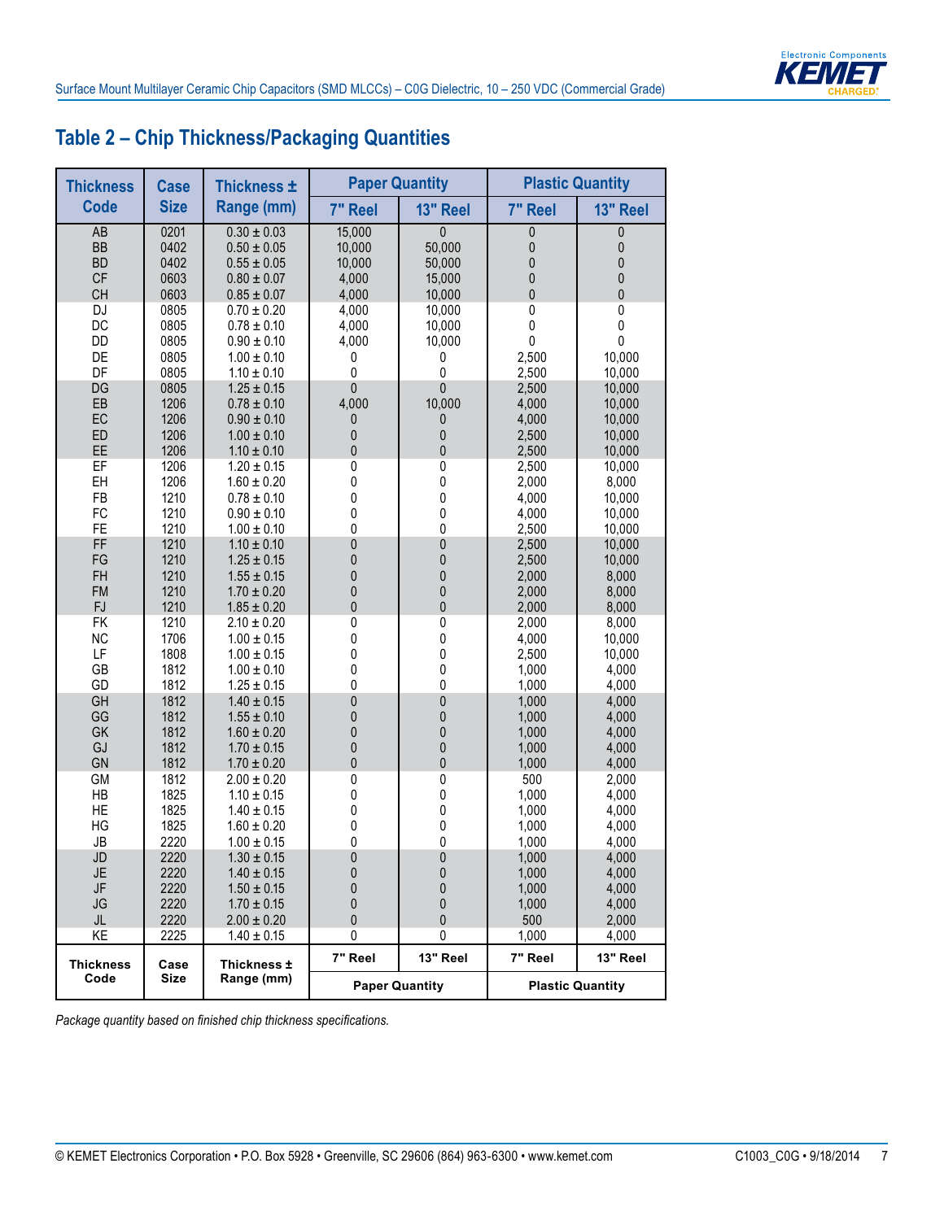## Table 2 – Chip Thickness/Packaging Quantities

| Thickness Code | Case Size | Thickness ± Range (mm) | Paper Quantity | | Plastic Quantity | |
|---|---|---|---|---|---|---|
| | | | 7" Reel | 13" Reel | 7" Reel | 13" Reel |
| AB | 0201 | 0.30 ± 0.03 | 15,000 | 0 | 0 | 0 |
| BB | 0402 | 0.50 ± 0.05 | 10,000 | 50,000 | 0 | 0 |
| BD | 0402 | 0.55 ± 0.05 | 10,000 | 50,000 | 0 | 0 |
| CF | 0603 | 0.80 ± 0.07 | 4,000 | 15,000 | 0 | 0 |
| CH | 0603 | 0.85 ± 0.07 | 4,000 | 10,000 | 0 | 0 |
| DJ | 0805 | 0.70 ± 0.20 | 4,000 | 10,000 | 0 | 0 |
| DC | 0805 | 0.78 ± 0.10 | 4,000 | 10,000 | 0 | 0 |
| DD | 0805 | 0.90 ± 0.10 | 4,000 | 10,000 | 0 | 0 |
| DE | 0805 | 1.00 ± 0.10 | 0 | 0 | 2,500 | 10,000 |
| DF | 0805 | 1.10 ± 0.10 | 0 | 0 | 2,500 | 10,000 |
| DG | 0805 | 1.25 ± 0.15 | 0 | 0 | 2,500 | 10,000 |
| EB | 1206 | 0.78 ± 0.10 | 4,000 | 10,000 | 4,000 | 10,000 |
| EC | 1206 | 0.90 ± 0.10 | 0 | 0 | 4,000 | 10,000 |
| ED | 1206 | 1.00 ± 0.10 | 0 | 0 | 2,500 | 10,000 |
| EE | 1206 | 1.10 ± 0.10 | 0 | 0 | 2,500 | 10,000 |
| EF | 1206 | 1.20 ± 0.15 | 0 | 0 | 2,500 | 10,000 |
| EH | 1206 | 1.60 ± 0.20 | 0 | 0 | 2,000 | 8,000 |
| FB | 1210 | 0.78 ± 0.10 | 0 | 0 | 4,000 | 10,000 |
| FC | 1210 | 0.90 ± 0.10 | 0 | 0 | 4,000 | 10,000 |
| FE | 1210 | 1.00 ± 0.10 | 0 | 0 | 2,500 | 10,000 |
| FF | 1210 | 1.10 ± 0.10 | 0 | 0 | 2,500 | 10,000 |
| FG | 1210 | 1.25 ± 0.15 | 0 | 0 | 2,500 | 10,000 |
| FH | 1210 | 1.55 ± 0.15 | 0 | 0 | 2,000 | 8,000 |
| FM | 1210 | 1.70 ± 0.20 | 0 | 0 | 2,000 | 8,000 |
| FJ | 1210 | 1.85 ± 0.20 | 0 | 0 | 2,000 | 8,000 |
| FK | 1210 | 2.10 ± 0.20 | 0 | 0 | 2,000 | 8,000 |
| NC | 1706 | 1.00 ± 0.15 | 0 | 0 | 4,000 | 10,000 |
| LF | 1808 | 1.00 ± 0.15 | 0 | 0 | 2,500 | 10,000 |
| GB | 1812 | 1.00 ± 0.10 | 0 | 0 | 1,000 | 4,000 |
| GD | 1812 | 1.25 ± 0.15 | 0 | 0 | 1,000 | 4,000 |
| GH | 1812 | 1.40 ± 0.15 | 0 | 0 | 1,000 | 4,000 |
| GG | 1812 | 1.55 ± 0.10 | 0 | 0 | 1,000 | 4,000 |
| GK | 1812 | 1.60 ± 0.20 | 0 | 0 | 1,000 | 4,000 |
| GJ | 1812 | 1.70 ± 0.15 | 0 | 0 | 1,000 | 4,000 |
| GN | 1812 | 1.70 ± 0.20 | 0 | 0 | 1,000 | 4,000 |
| GM | 1812 | 2.00 ± 0.20 | 0 | 0 | 500 | 2,000 |
| HB | 1825 | 1.10 ± 0.15 | 0 | 0 | 1,000 | 4,000 |
| HE | 1825 | 1.40 ± 0.15 | 0 | 0 | 1,000 | 4,000 |
| HG | 1825 | 1.60 ± 0.20 | 0 | 0 | 1,000 | 4,000 |
| JB | 2220 | 1.00 ± 0.15 | 0 | 0 | 1,000 | 4,000 |
| JD | 2220 | 1.30 ± 0.15 | 0 | 0 | 1,000 | 4,000 |
| JE | 2220 | 1.40 ± 0.15 | 0 | 0 | 1,000 | 4,000 |
| JF | 2220 | 1.50 ± 0.15 | 0 | 0 | 1,000 | 4,000 |
| JG | 2220 | 1.70 ± 0.15 | 0 | 0 | 1,000 | 4,000 |
| JL | 2220 | 2.00 ± 0.20 | 0 | 0 | 500 | 2,000 |
| KE | 2225 | 1.40 ± 0.15 | 0 | 0 | 1,000 | 4,000 |
| Thickness Code | Case Size | Thickness ± Range (mm) | 7" Reel | 13" Reel | 7" Reel | 13" Reel |
| | | | Paper Quantity | | Plastic Quantity | |

*Package quantity based on finished chip thickness specifications.*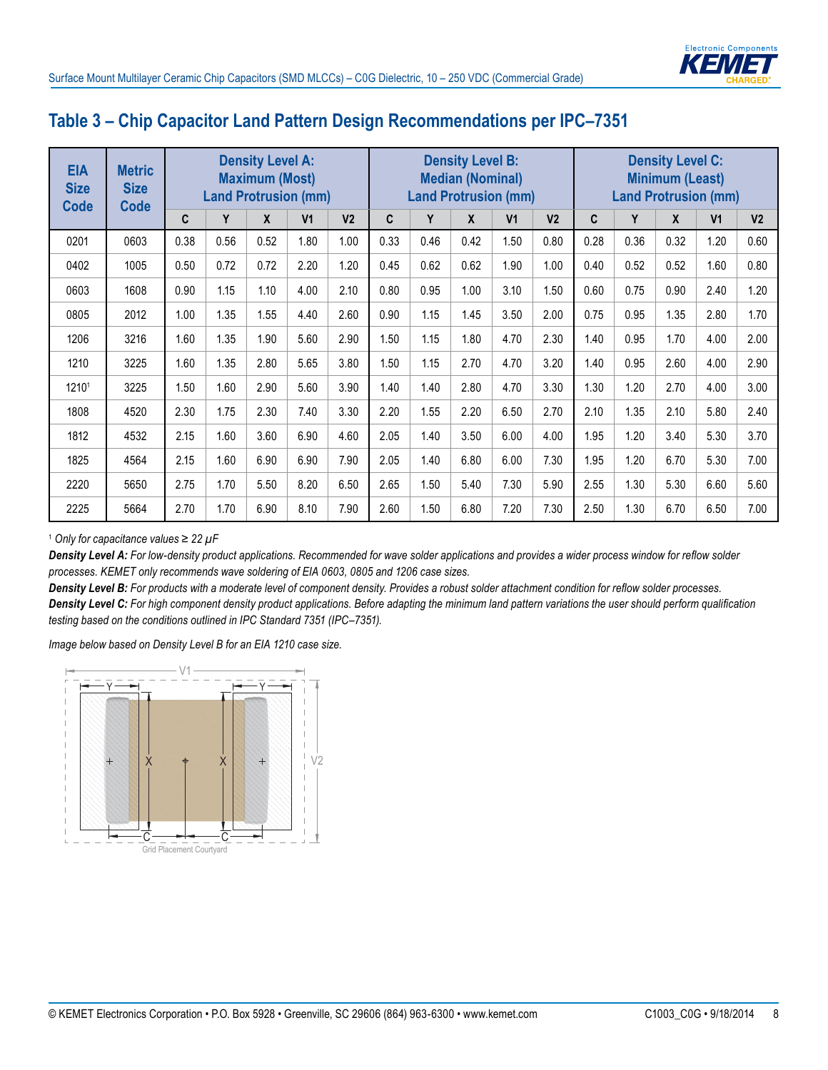## Table 3 – Chip Capacitor Land Pattern Design Recommendations per IPC–7351

| EIA Size Code | Metric Size Code | Density Level A: Maximum (Most) Land Protrusion (mm) | | | | | Density Level B: Median (Nominal) Land Protrusion (mm) | | | | | Density Level C: Minimum (Least) Land Protrusion (mm) | | | | |
|---|---|---|---|---|---|---|---|---|---|---|---|---|---|---|---|---|
| | | C | Y | X | V1 | V2 | C | Y | X | V1 | V2 | C | Y | X | V1 | V2 |
| 0201 | 0603 | 0.38 | 0.56 | 0.52 | 1.80 | 1.00 | 0.33 | 0.46 | 0.42 | 1.50 | 0.80 | 0.28 | 0.36 | 0.32 | 1.20 | 0.60 |
| 0402 | 1005 | 0.50 | 0.72 | 0.72 | 2.20 | 1.20 | 0.45 | 0.62 | 0.62 | 1.90 | 1.00 | 0.40 | 0.52 | 0.52 | 1.60 | 0.80 |
| 0603 | 1608 | 0.90 | 1.15 | 1.10 | 4.00 | 2.10 | 0.80 | 0.95 | 1.00 | 3.10 | 1.50 | 0.60 | 0.75 | 0.90 | 2.40 | 1.20 |
| 0805 | 2012 | 1.00 | 1.35 | 1.55 | 4.40 | 2.60 | 0.90 | 1.15 | 1.45 | 3.50 | 2.00 | 0.75 | 0.95 | 1.35 | 2.80 | 1.70 |
| 1206 | 3216 | 1.60 | 1.35 | 1.90 | 5.60 | 2.90 | 1.50 | 1.15 | 1.80 | 4.70 | 2.30 | 1.40 | 0.95 | 1.70 | 4.00 | 2.00 |
| 1210 | 3225 | 1.60 | 1.35 | 2.80 | 5.65 | 3.80 | 1.50 | 1.15 | 2.70 | 4.70 | 3.20 | 1.40 | 0.95 | 2.60 | 4.00 | 2.90 |
| 1210[1] | 3225 | 1.50 | 1.60 | 2.90 | 5.60 | 3.90 | 1.40 | 1.40 | 2.80 | 4.70 | 3.30 | 1.30 | 1.20 | 2.70 | 4.00 | 3.00 |
| 1808 | 4520 | 2.30 | 1.75 | 2.30 | 7.40 | 3.30 | 2.20 | 1.55 | 2.20 | 6.50 | 2.70 | 2.10 | 1.35 | 2.10 | 5.80 | 2.40 |
| 1812 | 4532 | 2.15 | 1.60 | 3.60 | 6.90 | 4.60 | 2.05 | 1.40 | 3.50 | 6.00 | 4.00 | 1.95 | 1.20 | 3.40 | 5.30 | 3.70 |
| 1825 | 4564 | 2.15 | 1.60 | 6.90 | 6.90 | 7.90 | 2.05 | 1.40 | 6.80 | 6.00 | 7.30 | 1.95 | 1.20 | 6.70 | 5.30 | 7.00 |
| 2220 | 5650 | 2.75 | 1.70 | 5.50 | 8.20 | 6.50 | 2.65 | 1.50 | 5.40 | 7.30 | 5.90 | 2.55 | 1.30 | 5.30 | 6.60 | 5.60 |
| 2225 | 5664 | 2.70 | 1.70 | 6.90 | 8.10 | 7.90 | 2.60 | 1.50 | 6.80 | 7.20 | 7.30 | 2.50 | 1.30 | 6.70 | 6.50 | 7.00 |

[1] *Only for capacitance values ≥ 22 µF*

***Density Level A:*** *For low-density product applications. Recommended for wave solder applications and provides a wider process window for reflow solder processes. KEMET only recommends wave soldering of EIA 0603, 0805 and 1206 case sizes.*

***Density Level B:*** *For products with a moderate level of component density. Provides a robust solder attachment condition for reflow solder processes.*

***Density Level C:*** *For high component density product applications. Before adapting the minimum land pattern variations the user should perform qualification testing based on the conditions outlined in IPC Standard 7351 (IPC–7351).*

*Image below based on Density Level B for an EIA 1210 case size.*

Grid Placement Courtyard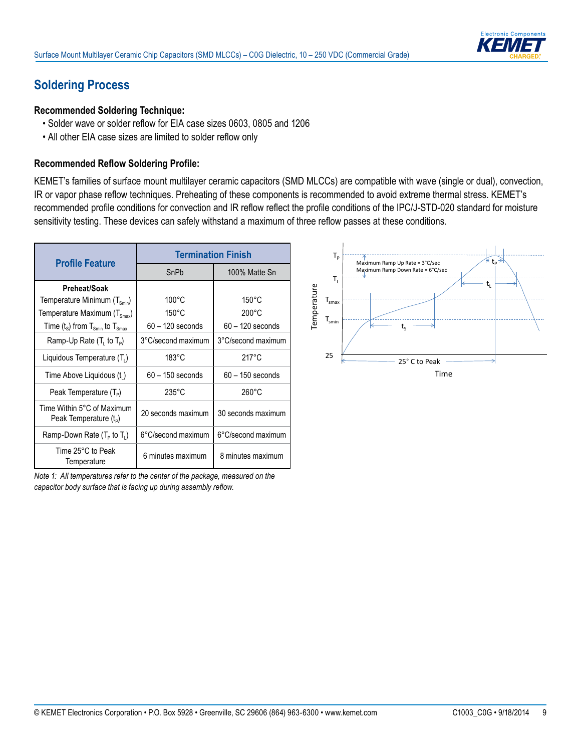## Soldering Process

**Recommended Soldering Technique:**

- Solder wave or solder reflow for EIA case sizes 0603, 0805 and 1206
- All other EIA case sizes are limited to solder reflow only

**Recommended Reflow Soldering Profile:**

KEMET's families of surface mount multilayer ceramic capacitors (SMD MLCCs) are compatible with wave (single or dual), convection, IR or vapor phase reflow techniques. Preheating of these components is recommended to avoid extreme thermal stress. KEMET's recommended profile conditions for convection and IR reflow reflect the profile conditions of the IPC/J-STD-020 standard for moisture sensitivity testing. These devices can safely withstand a maximum of three reflow passes at these conditions.

| Profile Feature | Termination Finish | |
|---|---|---|
| | SnPb | 100% Matte Sn |
| **Preheat/Soak** | | |
| Temperature Minimum ($T_{Smin}$) | 100°C | 150°C |
| Temperature Maximum ($T_{Smax}$) | 150°C | 200°C |
| Time ($t_S$) from $T_{Smin}$ to $T_{Smax}$ | 60 – 120 seconds | 60 – 120 seconds |
| Ramp-Up Rate ($T_L$ to $T_P$) | 3°C/second maximum | 3°C/second maximum |
| Liquidous Temperature ($T_L$) | 183°C | 217°C |
| Time Above Liquidous ($t_L$) | 60 – 150 seconds | 60 – 150 seconds |
| Peak Temperature ($T_P$) | 235°C | 260°C |
| Time Within 5°C of Maximum Peak Temperature ($t_P$) | 20 seconds maximum | 30 seconds maximum |
| Ramp-Down Rate ($T_P$ to $T_L$) | 6°C/second maximum | 6°C/second maximum |
| Time 25°C to Peak Temperature | 6 minutes maximum | 8 minutes maximum |

*Note 1: All temperatures refer to the center of the package, measured on the capacitor body surface that is facing up during assembly reflow.*

Maximum Ramp Up Rate = 3°C/sec
Maximum Ramp Down Rate = 6°C/sec

$T_P$, $T_L$, $T_{smax}$, $T_{smin}$, 25, $t_P$, $t_L$, $t_S$, 25° C to Peak, Temperature, Time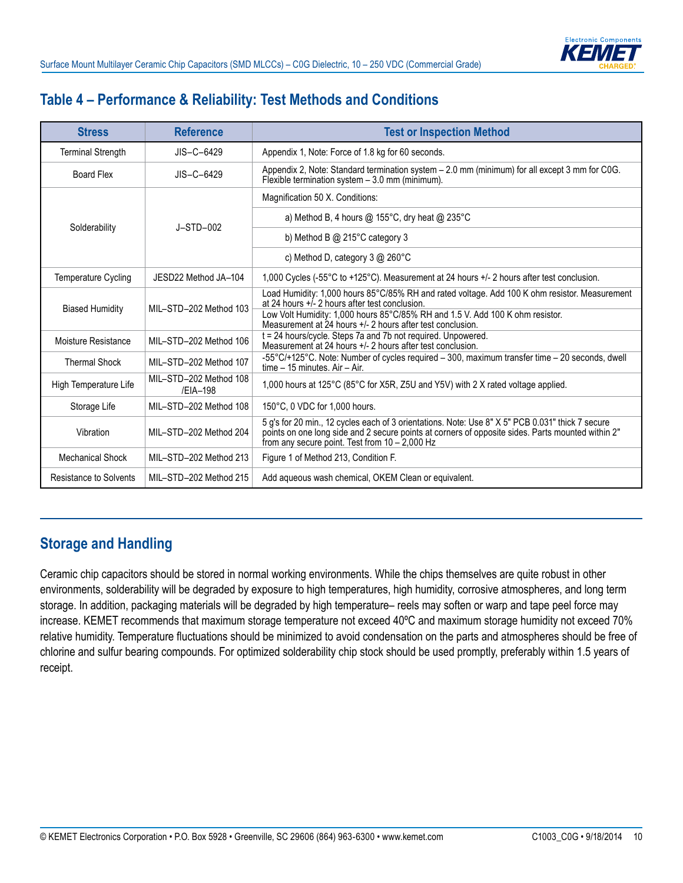## Table 4 – Performance & Reliability: Test Methods and Conditions

| Stress | Reference | Test or Inspection Method |
|---|---|---|
| Terminal Strength | JIS–C–6429 | Appendix 1, Note: Force of 1.8 kg for 60 seconds. |
| Board Flex | JIS–C–6429 | Appendix 2, Note: Standard termination system – 2.0 mm (minimum) for all except 3 mm for C0G. Flexible termination system – 3.0 mm (minimum). |
| Solderability | J–STD–002 | Magnification 50 X. Conditions: |
| | | a) Method B, 4 hours @ 155°C, dry heat @ 235°C |
| | | b) Method B @ 215°C category 3 |
| | | c) Method D, category 3 @ 260°C |
| Temperature Cycling | JESD22 Method JA–104 | 1,000 Cycles (-55°C to +125°C). Measurement at 24 hours +/- 2 hours after test conclusion. |
| Biased Humidity | MIL–STD–202 Method 103 | Load Humidity: 1,000 hours 85°C/85% RH and rated voltage. Add 100 K ohm resistor. Measurement at 24 hours +/- 2 hours after test conclusion. |
| | | Low Volt Humidity: 1,000 hours 85°C/85% RH and 1.5 V. Add 100 K ohm resistor. Measurement at 24 hours +/- 2 hours after test conclusion. |
| Moisture Resistance | MIL–STD–202 Method 106 | t = 24 hours/cycle. Steps 7a and 7b not required. Unpowered. Measurement at 24 hours +/- 2 hours after test conclusion. |
| Thermal Shock | MIL–STD–202 Method 107 | -55°C/+125°C. Note: Number of cycles required – 300, maximum transfer time – 20 seconds, dwell time – 15 minutes. Air – Air. |
| High Temperature Life | MIL–STD–202 Method 108 /EIA–198 | 1,000 hours at 125°C (85°C for X5R, Z5U and Y5V) with 2 X rated voltage applied. |
| Storage Life | MIL–STD–202 Method 108 | 150°C, 0 VDC for 1,000 hours. |
| Vibration | MIL–STD–202 Method 204 | 5 g's for 20 min., 12 cycles each of 3 orientations. Note: Use 8" X 5" PCB 0.031" thick 7 secure points on one long side and 2 secure points at corners of opposite sides. Parts mounted within 2" from any secure point. Test from 10 – 2,000 Hz |
| Mechanical Shock | MIL–STD–202 Method 213 | Figure 1 of Method 213, Condition F. |
| Resistance to Solvents | MIL–STD–202 Method 215 | Add aqueous wash chemical, OKEM Clean or equivalent. |

## Storage and Handling

Ceramic chip capacitors should be stored in normal working environments. While the chips themselves are quite robust in other environments, solderability will be degraded by exposure to high temperatures, high humidity, corrosive atmospheres, and long term storage. In addition, packaging materials will be degraded by high temperature– reels may soften or warp and tape peel force may increase. KEMET recommends that maximum storage temperature not exceed 40ºC and maximum storage humidity not exceed 70% relative humidity. Temperature fluctuations should be minimized to avoid condensation on the parts and atmospheres should be free of chlorine and sulfur bearing compounds. For optimized solderability chip stock should be used promptly, preferably within 1.5 years of receipt.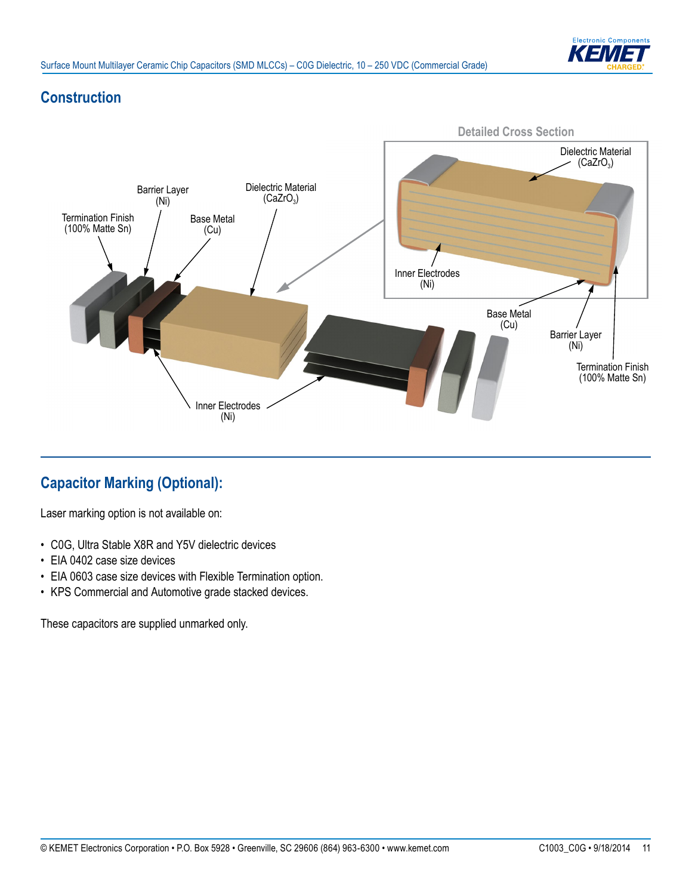## Construction

Detailed Cross Section

Dielectric Material ($CaZrO_3$)

Inner Electrodes (Ni)

Base Metal (Cu)

Barrier Layer (Ni)

Termination Finish (100% Matte Sn)

Termination Finish (100% Matte Sn)

Barrier Layer (Ni)

Base Metal (Cu)

Dielectric Material ($CaZrO_3$)

Inner Electrodes (Ni)

## Capacitor Marking (Optional):

Laser marking option is not available on:

- C0G, Ultra Stable X8R and Y5V dielectric devices
- EIA 0402 case size devices
- EIA 0603 case size devices with Flexible Termination option.
- KPS Commercial and Automotive grade stacked devices.

These capacitors are supplied unmarked only.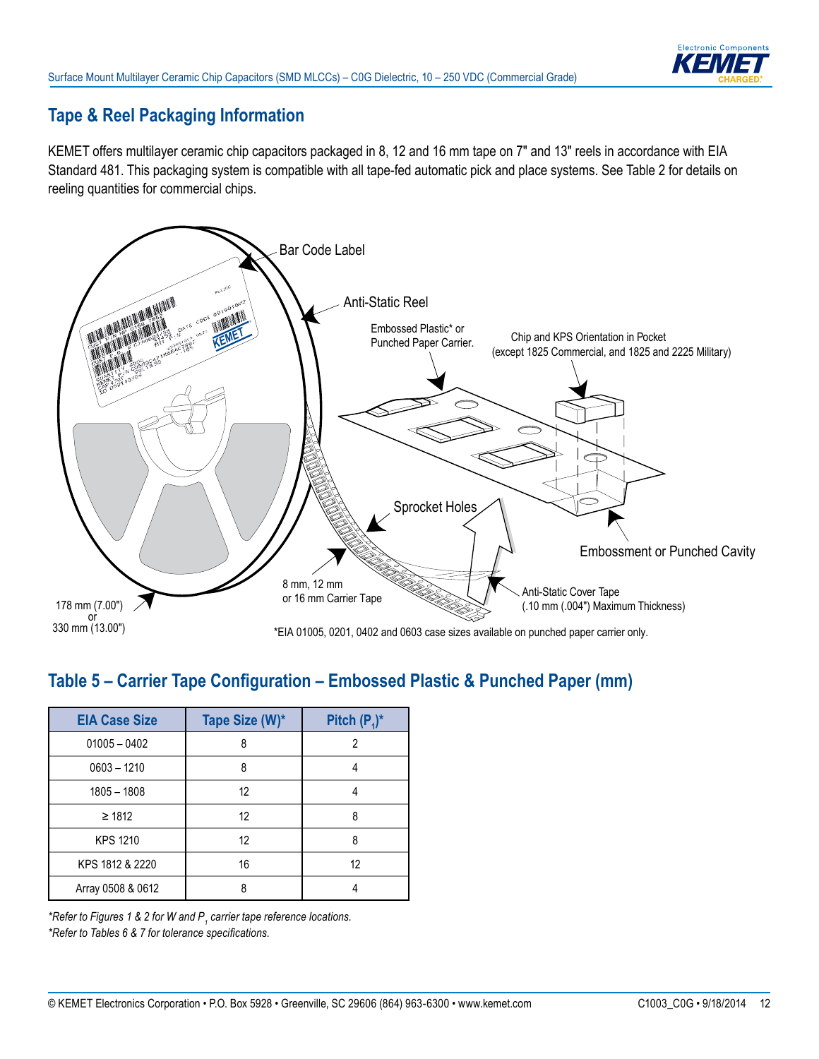## Tape & Reel Packaging Information

KEMET offers multilayer ceramic chip capacitors packaged in 8, 12 and 16 mm tape on 7" and 13" reels in accordance with EIA Standard 481. This packaging system is compatible with all tape-fed automatic pick and place systems. See Table 2 for details on reeling quantities for commercial chips.

Bar Code Label

Anti-Static Reel

Embossed Plastic* or Punched Paper Carrier.

Chip and KPS Orientation in Pocket (except 1825 Commercial, and 1825 and 2225 Military)

Sprocket Holes

Embossment or Punched Cavity

8 mm, 12 mm or 16 mm Carrier Tape

Anti-Static Cover Tape (.10 mm (.004") Maximum Thickness)

178 mm (7.00") or 330 mm (13.00")

*EIA 01005, 0201, 0402 and 0603 case sizes available on punched paper carrier only.

## Table 5 – Carrier Tape Configuration – Embossed Plastic & Punched Paper (mm)

| EIA Case Size | Tape Size (W)* | Pitch ($P_1$)* |
|---|---|---|
| 01005 – 0402 | 8 | 2 |
| 0603 – 1210 | 8 | 4 |
| 1805 – 1808 | 12 | 4 |
| ≥ 1812 | 12 | 8 |
| KPS 1210 | 12 | 8 |
| KPS 1812 & 2220 | 16 | 12 |
| Array 0508 & 0612 | 8 | 4 |

*Refer to Figures 1 & 2 for W and $P_1$ carrier tape reference locations.*

*Refer to Tables 6 & 7 for tolerance specifications.*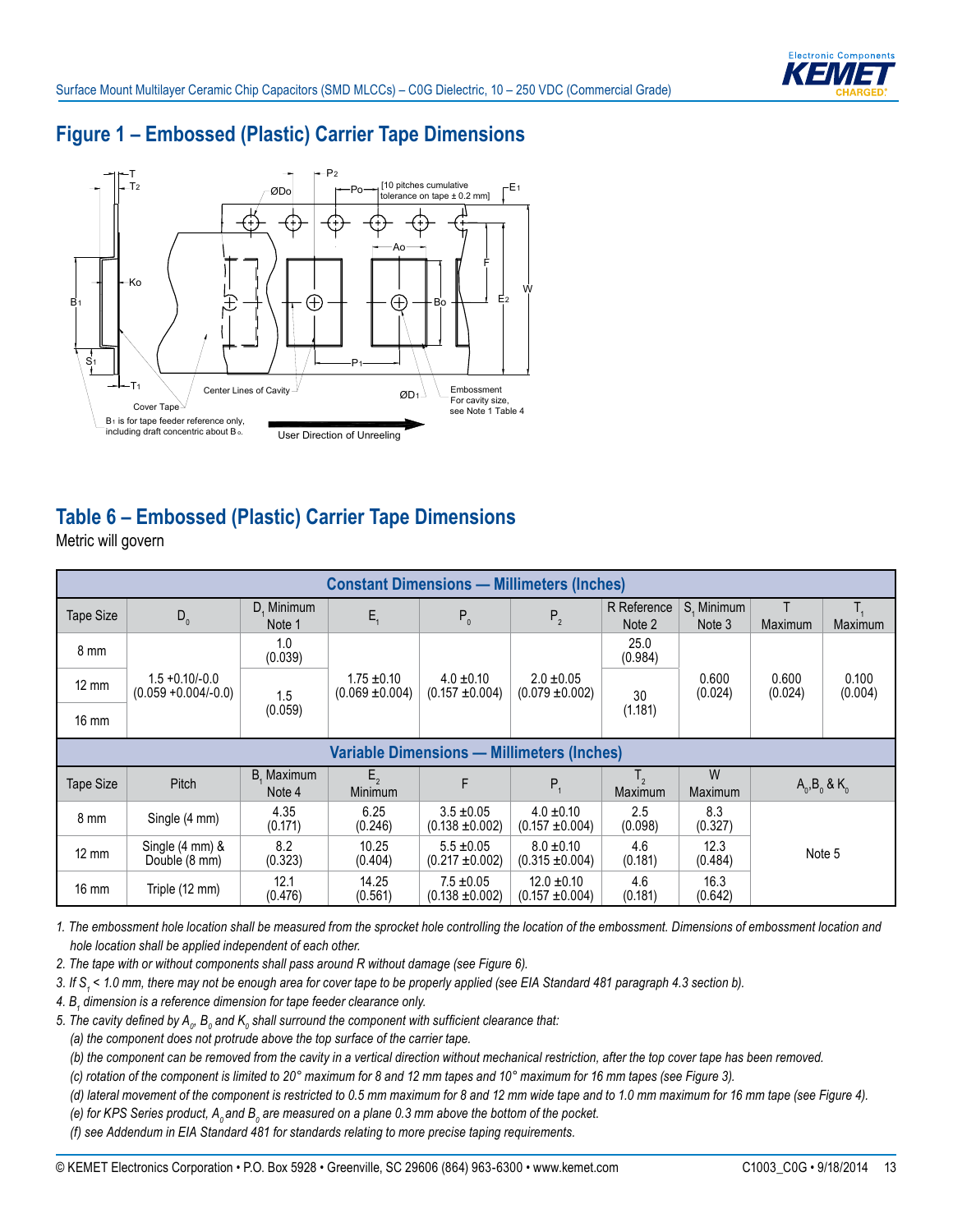## Figure 1 – Embossed (Plastic) Carrier Tape Dimensions

## Table 6 – Embossed (Plastic) Carrier Tape Dimensions

Metric will govern

| Constant Dimensions — Millimeters (Inches) | | | | | | | | | |
|---|---|---|---|---|---|---|---|---|---|
| Tape Size | $D_0$ | $D_1$ Minimum Note 1 | $E_1$ | $P_0$ | $P_2$ | R Reference Note 2 | $S_1$ Minimum Note 3 | T Maximum | $T_1$ Maximum |
| 8 mm | 1.5 +0.10/-0.0 (0.059 +0.004/-0.0) | 1.0 (0.039) | 1.75 ±0.10 (0.069 ±0.004) | 4.0 ±0.10 (0.157 ±0.004) | 2.0 ±0.05 (0.079 ±0.002) | 25.0 (0.984) | 0.600 (0.024) | 0.600 (0.024) | 0.100 (0.004) |
| 12 mm | | 1.5 (0.059) | | | | 30 (1.181) | | | |
| 16 mm | | | | | | | | | |

| Variable Dimensions — Millimeters (Inches) | | | | | | | | |
|---|---|---|---|---|---|---|---|---|
| Tape Size | Pitch | $B_1$ Maximum Note 4 | $E_2$ Minimum | F | $P_1$ | $T_2$ Maximum | W Maximum | $A_0$,$B_0$ & $K_0$ |
| 8 mm | Single (4 mm) | 4.35 (0.171) | 6.25 (0.246) | 3.5 ±0.05 (0.138 ±0.002) | 4.0 ±0.10 (0.157 ±0.004) | 2.5 (0.098) | 8.3 (0.327) | Note 5 |
| 12 mm | Single (4 mm) & Double (8 mm) | 8.2 (0.323) | 10.25 (0.404) | 5.5 ±0.05 (0.217 ±0.002) | 8.0 ±0.10 (0.315 ±0.004) | 4.6 (0.181) | 12.3 (0.484) | |
| 16 mm | Triple (12 mm) | 12.1 (0.476) | 14.25 (0.561) | 7.5 ±0.05 (0.138 ±0.002) | 12.0 ±0.10 (0.157 ±0.004) | 4.6 (0.181) | 16.3 (0.642) | |

*1. The embossment hole location shall be measured from the sprocket hole controlling the location of the embossment. Dimensions of embossment location and hole location shall be applied independent of each other.*

*2. The tape with or without components shall pass around R without damage (see Figure 6).*

*3. If $S_1$ < 1.0 mm, there may not be enough area for cover tape to be properly applied (see EIA Standard 481 paragraph 4.3 section b).*

*4. $B_1$ dimension is a reference dimension for tape feeder clearance only.*

*5. The cavity defined by $A_0$, $B_0$ and $K_0$ shall surround the component with sufficient clearance that:*

*(a) the component does not protrude above the top surface of the carrier tape.*

*(b) the component can be removed from the cavity in a vertical direction without mechanical restriction, after the top cover tape has been removed.*

*(c) rotation of the component is limited to 20° maximum for 8 and 12 mm tapes and 10° maximum for 16 mm tapes (see Figure 3).*

*(d) lateral movement of the component is restricted to 0.5 mm maximum for 8 and 12 mm wide tape and to 1.0 mm maximum for 16 mm tape (see Figure 4).*

*(e) for KPS Series product, $A_0$ and $B_0$ are measured on a plane 0.3 mm above the bottom of the pocket.*

*(f) see Addendum in EIA Standard 481 for standards relating to more precise taping requirements.*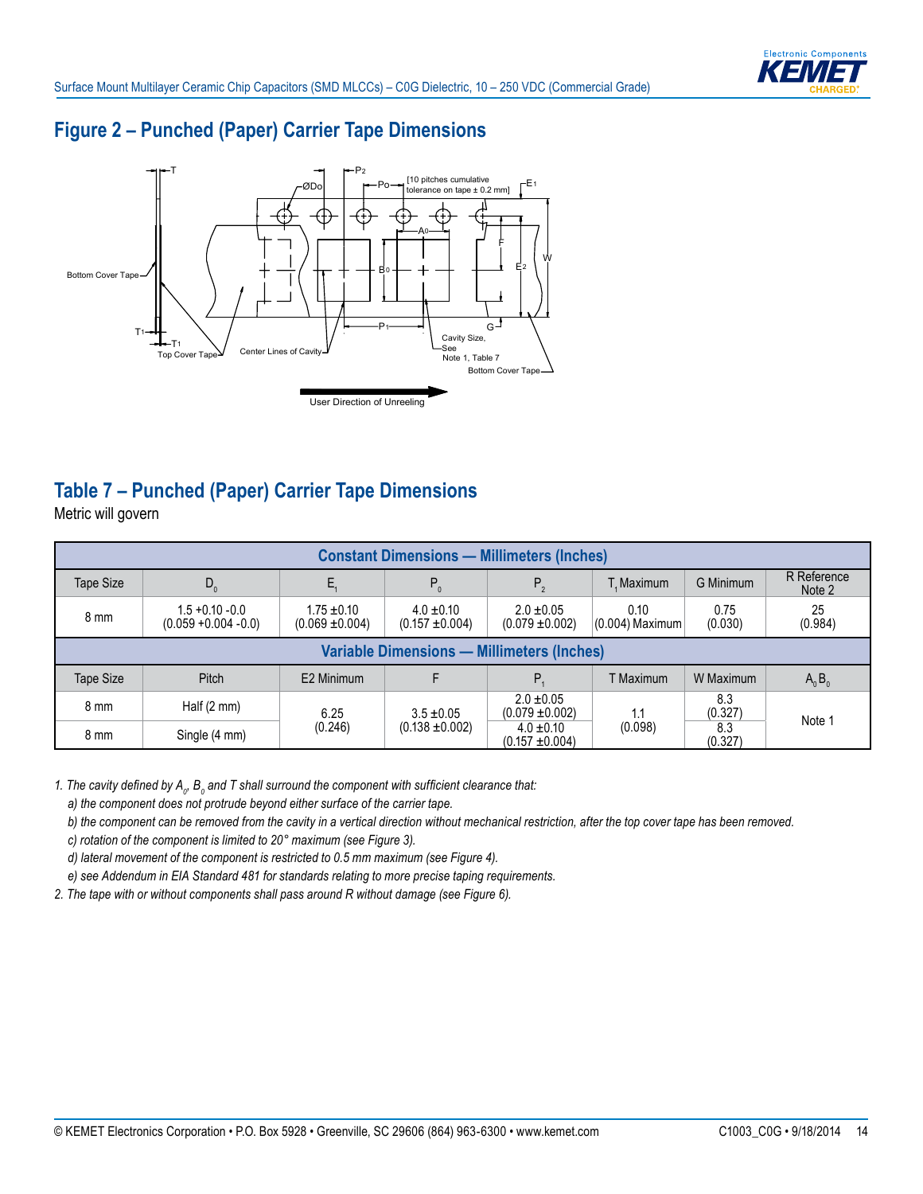## Figure 2 – Punched (Paper) Carrier Tape Dimensions

## Table 7 – Punched (Paper) Carrier Tape Dimensions

Metric will govern

| Constant Dimensions — Millimeters (Inches) | | | | | | | |
|---|---|---|---|---|---|---|---|
| Tape Size | $D_0$ | $E_1$ | $P_0$ | $P_2$ | $T_1$ Maximum | G Minimum | R Reference Note 2 |
| 8 mm | 1.5 +0.10 -0.0 (0.059 +0.004 -0.0) | 1.75 ±0.10 (0.069 ±0.004) | 4.0 ±0.10 (0.157 ±0.004) | 2.0 ±0.05 (0.079 ±0.002) | 0.10 (0.004) Maximum | 0.75 (0.030) | 25 (0.984) |
| **Variable Dimensions — Millimeters (Inches)** | | | | | | | |
| Tape Size | Pitch | E2 Minimum | F | $P_1$ | T Maximum | W Maximum | $A_0B_0$ |
| 8 mm | Half (2 mm) | 6.25 (0.246) | 3.5 ±0.05 (0.138 ±0.002) | 2.0 ±0.05 (0.079 ±0.002) | 1.1 (0.098) | 8.3 (0.327) | Note 1 |
| 8 mm | Single (4 mm) | | | 4.0 ±0.10 (0.157 ±0.004) | | 8.3 (0.327) | |

*1. The cavity defined by $A_0$, $B_0$ and T shall surround the component with sufficient clearance that:*

*a) the component does not protrude beyond either surface of the carrier tape.*

*b) the component can be removed from the cavity in a vertical direction without mechanical restriction, after the top cover tape has been removed.*

*c) rotation of the component is limited to 20° maximum (see Figure 3).*

*d) lateral movement of the component is restricted to 0.5 mm maximum (see Figure 4).*

*e) see Addendum in EIA Standard 481 for standards relating to more precise taping requirements.*

*2. The tape with or without components shall pass around R without damage (see Figure 6).*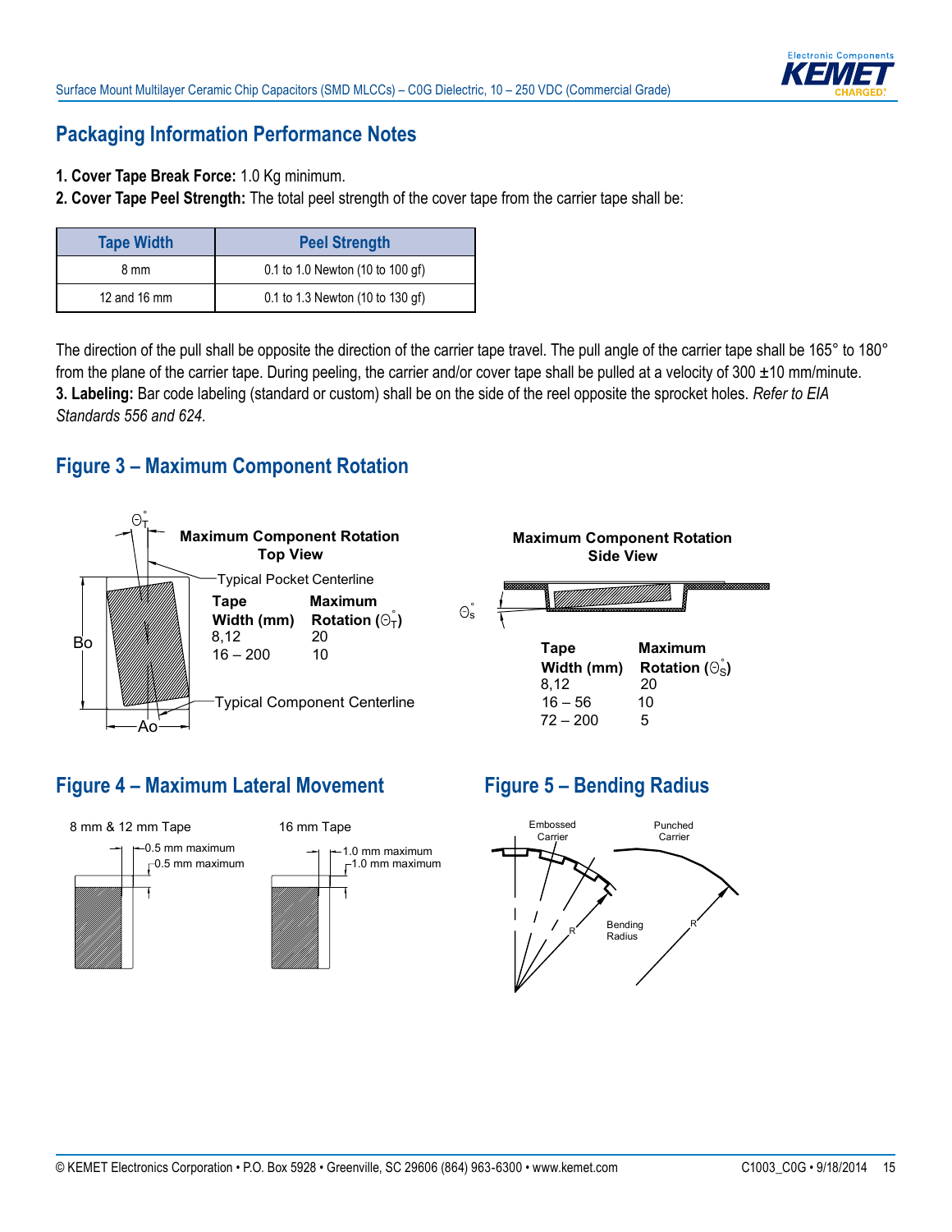## Packaging Information Performance Notes

1. **Cover Tape Break Force:** 1.0 Kg minimum.
2. **Cover Tape Peel Strength:** The total peel strength of the cover tape from the carrier tape shall be:

| Tape Width | Peel Strength |
|---|---|
| 8 mm | 0.1 to 1.0 Newton (10 to 100 gf) |
| 12 and 16 mm | 0.1 to 1.3 Newton (10 to 130 gf) |

The direction of the pull shall be opposite the direction of the carrier tape travel. The pull angle of the carrier tape shall be 165° to 180° from the plane of the carrier tape. During peeling, the carrier and/or cover tape shall be pulled at a velocity of 300 ±10 mm/minute.

3. **Labeling:** Bar code labeling (standard or custom) shall be on the side of the reel opposite the sprocket holes. *Refer to EIA Standards 556 and 624.*

## Figure 3 – Maximum Component Rotation

**Maximum Component Rotation Top View**

Typical Pocket Centerline

Typical Component Centerline

| Tape Width (mm) | Maximum Rotation ($\Theta_T^\circ$) |
|---|---|
| 8,12 | 20 |
| 16 – 200 | 10 |

**Maximum Component Rotation Side View**

| Tape Width (mm) | Maximum Rotation ($\Theta_S^\circ$) |
|---|---|
| 8,12 | 20 |
| 16 – 56 | 10 |
| 72 – 200 | 5 |

## Figure 4 – Maximum Lateral Movement

8 mm & 12 mm Tape: 0.5 mm maximum; 0.5 mm maximum

16 mm Tape: 1.0 mm maximum; 1.0 mm maximum

## Figure 5 – Bending Radius

Embossed Carrier

Punched Carrier

Bending Radius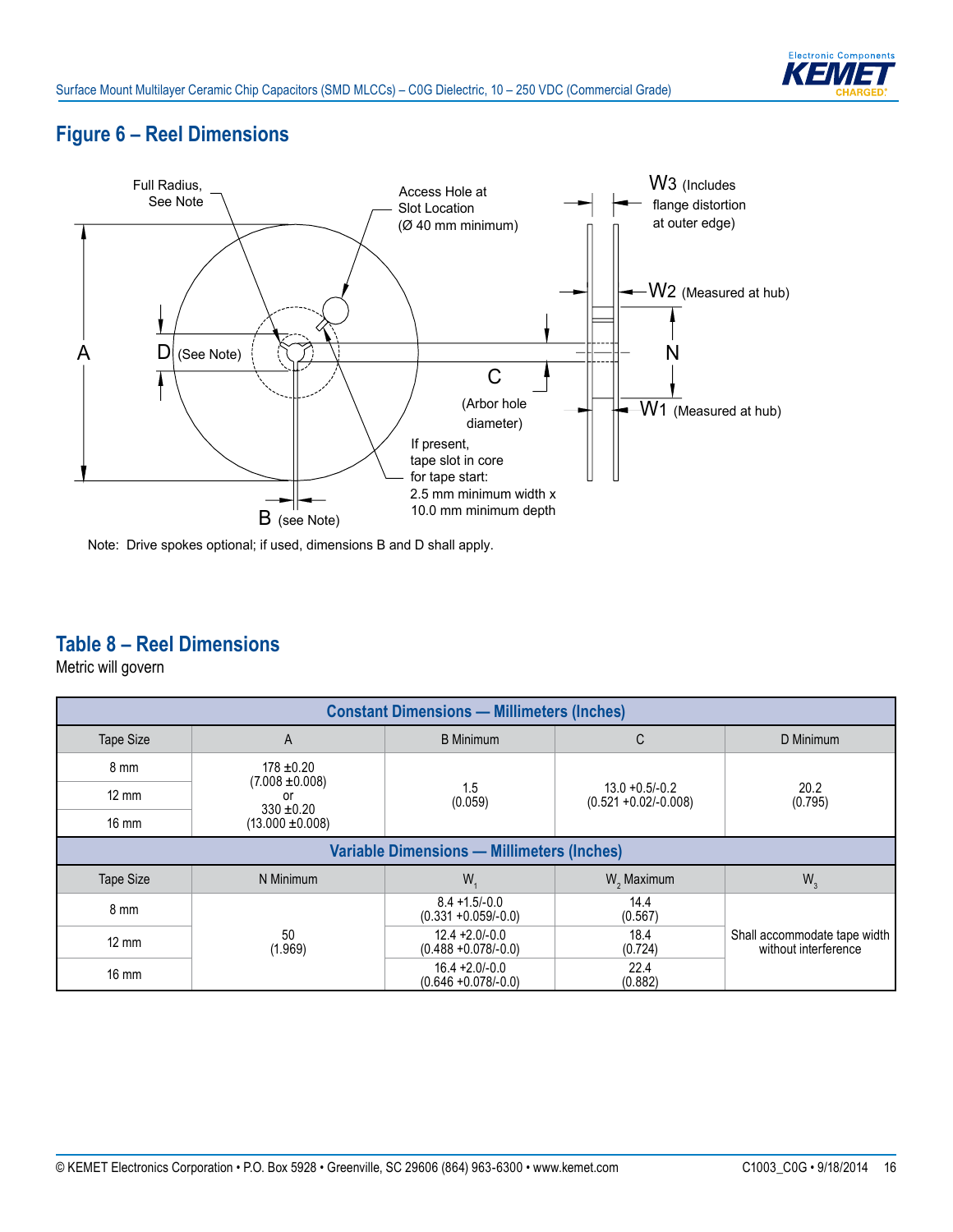## Figure 6 – Reel Dimensions

Full Radius, See Note

Access Hole at Slot Location (Ø 40 mm minimum)

W3 (Includes flange distortion at outer edge)

W2 (Measured at hub)

A

D (See Note)

N

C

(Arbor hole diameter)

W1 (Measured at hub)

If present, tape slot in core for tape start: 2.5 mm minimum width x 10.0 mm minimum depth

B (see Note)

Note: Drive spokes optional; if used, dimensions B and D shall apply.

## Table 8 – Reel Dimensions

Metric will govern

| Constant Dimensions — Millimeters (Inches) | | | | |
|---|---|---|---|---|
| Tape Size | A | B Minimum | C | D Minimum |
| 8 mm | 178 ±0.20 (7.008 ±0.008) or 330 ±0.20 (13.000 ±0.008) | 1.5 (0.059) | 13.0 +0.5/-0.2 (0.521 +0.02/-0.008) | 20.2 (0.795) |
| 12 mm | | | | |
| 16 mm | | | | |
| **Variable Dimensions — Millimeters (Inches)** | | | | |
| Tape Size | N Minimum | $W_1$ | $W_2$ Maximum | $W_3$ |
| 8 mm | 50 (1.969) | 8.4 +1.5/-0.0 (0.331 +0.059/-0.0) | 14.4 (0.567) | Shall accommodate tape width without interference |
| 12 mm | | 12.4 +2.0/-0.0 (0.488 +0.078/-0.0) | 18.4 (0.724) | |
| 16 mm | | 16.4 +2.0/-0.0 (0.646 +0.078/-0.0) | 22.4 (0.882) | |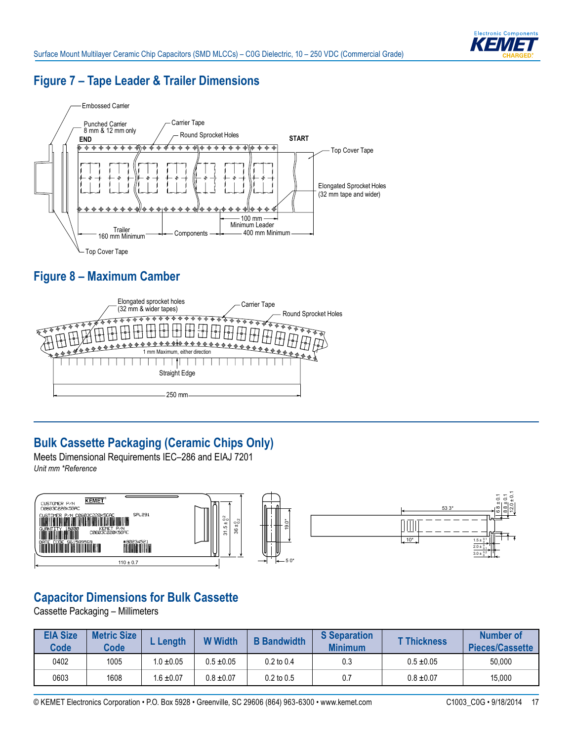## Figure 7 – Tape Leader & Trailer Dimensions

Embossed Carrier

Punched Carrier 8 mm & 12 mm only

Carrier Tape

Round Sprocket Holes

END

START

Top Cover Tape

Elongated Sprocket Holes (32 mm tape and wider)

100 mm Minimum Leader

Trailer 160 mm Minimum

Components

400 mm Minimum

Top Cover Tape

## Figure 8 – Maximum Camber

Elongated sprocket holes (32 mm & wider tapes)

Carrier Tape

Round Sprocket Holes

1 mm Maximum, either direction

Straight Edge

250 mm

## Bulk Cassette Packaging (Ceramic Chips Only)

Meets Dimensional Requirements IEC–286 and EIAJ 7201

*Unit mm *Reference*

110 ± 0.7

31.5 ± 0.2/0

36 ± 0/0.2

19.0*

5.0*

53.3*

10*

6.8 ± 0.1

8.8 ± 0.1

12.0 ± 0.1

1.5 ± 0.1/0

2.0 ± 0/0.1

3.0 ± 0.2/0

## Capacitor Dimensions for Bulk Cassette

Cassette Packaging – Millimeters

| EIA Size Code | Metric Size Code | L Length | W Width | B Bandwidth | S Separation Minimum | T Thickness | Number of Pieces/Cassette |
|---|---|---|---|---|---|---|---|
| 0402 | 1005 | 1.0 ±0.05 | 0.5 ±0.05 | 0.2 to 0.4 | 0.3 | 0.5 ±0.05 | 50,000 |
| 0603 | 1608 | 1.6 ±0.07 | 0.8 ±0.07 | 0.2 to 0.5 | 0.7 | 0.8 ±0.07 | 15,000 |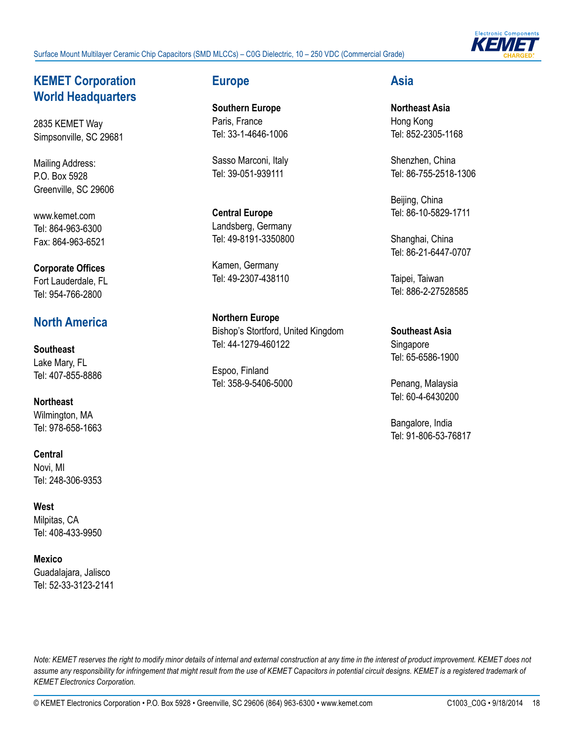## KEMET Corporation World Headquarters

2835 KEMET Way
Simpsonville, SC 29681

Mailing Address:
P.O. Box 5928
Greenville, SC 29606

www.kemet.com
Tel: 864-963-6300
Fax: 864-963-6521

**Corporate Offices**
Fort Lauderdale, FL
Tel: 954-766-2800

## North America

**Southeast**
Lake Mary, FL
Tel: 407-855-8886

**Northeast**
Wilmington, MA
Tel: 978-658-1663

**Central**
Novi, MI
Tel: 248-306-9353

**West**
Milpitas, CA
Tel: 408-433-9950

**Mexico**
Guadalajara, Jalisco
Tel: 52-33-3123-2141

## Europe

**Southern Europe**
Paris, France
Tel: 33-1-4646-1006

Sasso Marconi, Italy
Tel: 39-051-939111

**Central Europe**
Landsberg, Germany
Tel: 49-8191-3350800

Kamen, Germany
Tel: 49-2307-438110

**Northern Europe**
Bishop's Stortford, United Kingdom
Tel: 44-1279-460122

Espoo, Finland
Tel: 358-9-5406-5000

## Asia

**Northeast Asia**
Hong Kong
Tel: 852-2305-1168

Shenzhen, China
Tel: 86-755-2518-1306

Beijing, China
Tel: 86-10-5829-1711

Shanghai, China
Tel: 86-21-6447-0707

Taipei, Taiwan
Tel: 886-2-27528585

**Southeast Asia**
Singapore
Tel: 65-6586-1900

Penang, Malaysia
Tel: 60-4-6430200

Bangalore, India
Tel: 91-806-53-76817

*Note: KEMET reserves the right to modify minor details of internal and external construction at any time in the interest of product improvement. KEMET does not assume any responsibility for infringement that might result from the use of KEMET Capacitors in potential circuit designs. KEMET is a registered trademark of KEMET Electronics Corporation.*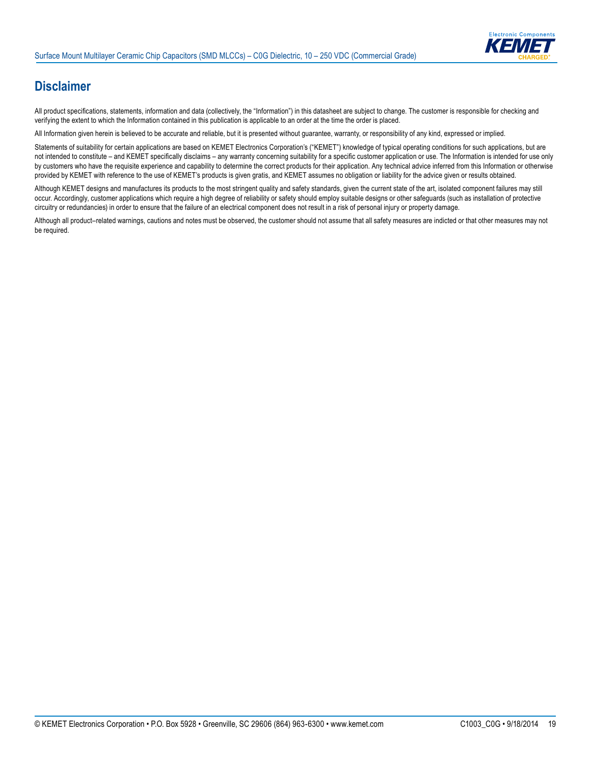## Disclaimer

All product specifications, statements, information and data (collectively, the "Information") in this datasheet are subject to change. The customer is responsible for checking and verifying the extent to which the Information contained in this publication is applicable to an order at the time the order is placed.

All Information given herein is believed to be accurate and reliable, but it is presented without guarantee, warranty, or responsibility of any kind, expressed or implied.

Statements of suitability for certain applications are based on KEMET Electronics Corporation's ("KEMET") knowledge of typical operating conditions for such applications, but are not intended to constitute – and KEMET specifically disclaims – any warranty concerning suitability for a specific customer application or use. The Information is intended for use only by customers who have the requisite experience and capability to determine the correct products for their application. Any technical advice inferred from this Information or otherwise provided by KEMET with reference to the use of KEMET's products is given gratis, and KEMET assumes no obligation or liability for the advice given or results obtained.

Although KEMET designs and manufactures its products to the most stringent quality and safety standards, given the current state of the art, isolated component failures may still occur. Accordingly, customer applications which require a high degree of reliability or safety should employ suitable designs or other safeguards (such as installation of protective circuitry or redundancies) in order to ensure that the failure of an electrical component does not result in a risk of personal injury or property damage.

Although all product–related warnings, cautions and notes must be observed, the customer should not assume that all safety measures are indicted or that other measures may not be required.